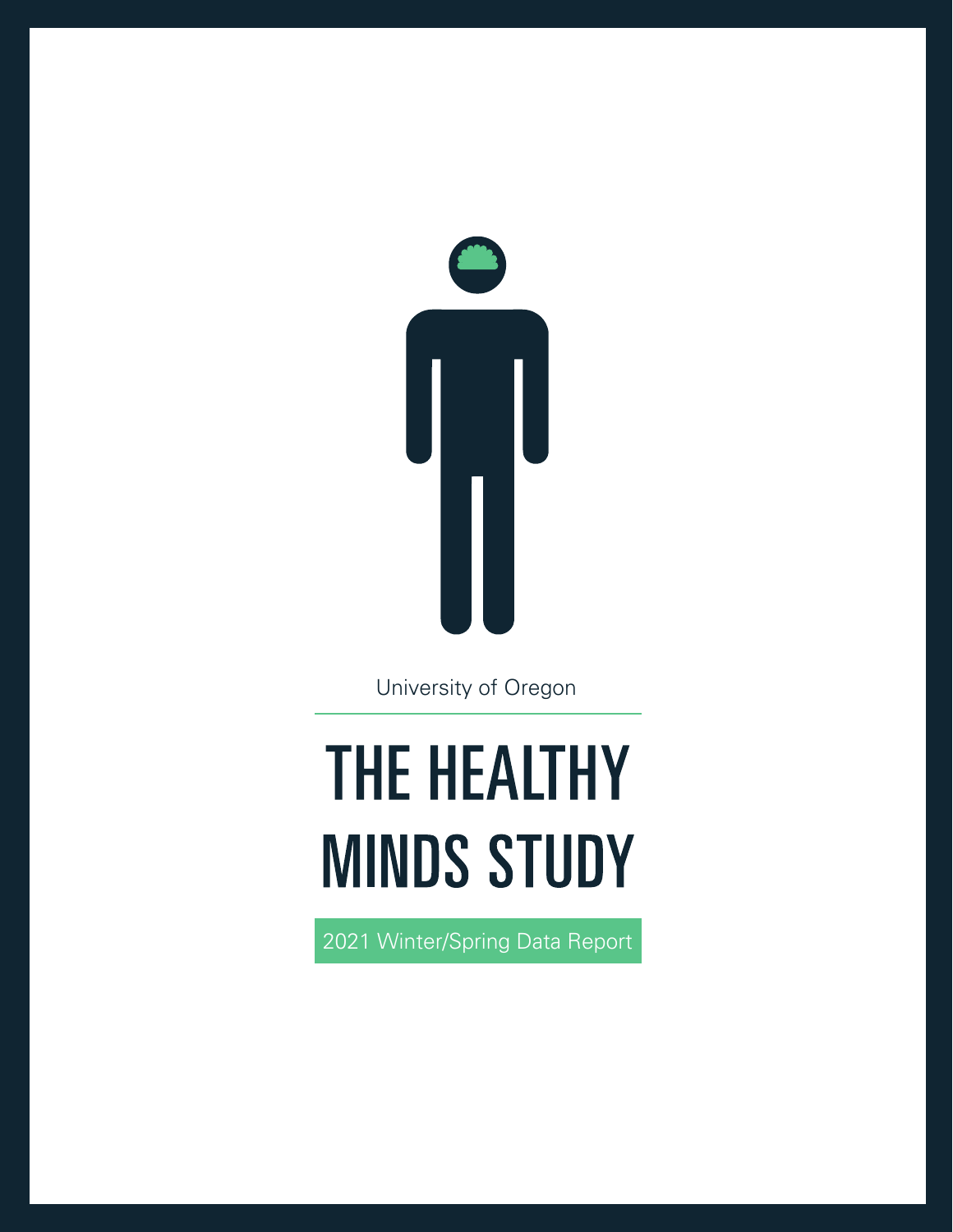University of Oregon

# THE HEALTHY MINDS STUDY

2021 Winter/Spring Data Report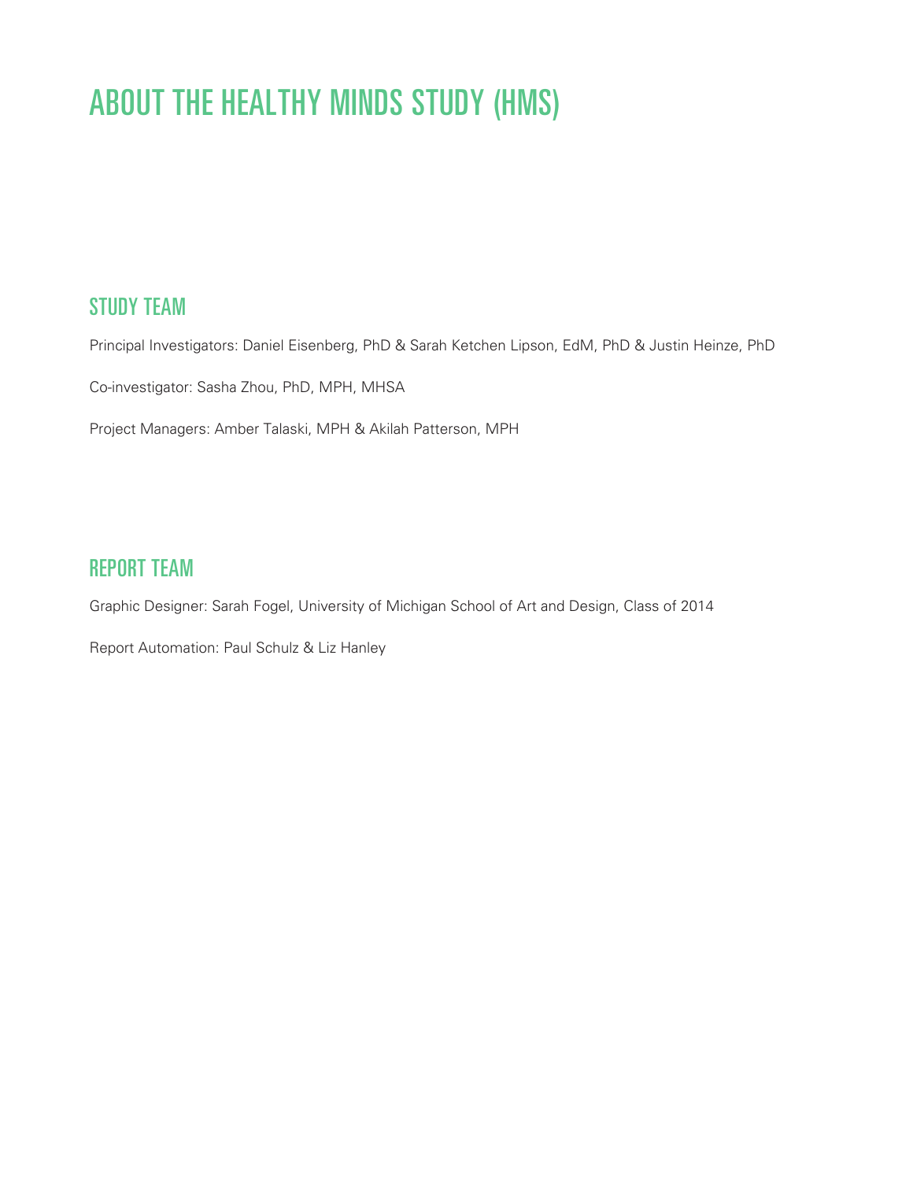# ABOUT THE HEALTHY MINDS STUDY (HMS)

## STUDY TEAM

Principal Investigators: Daniel Eisenberg, PhD & Sarah Ketchen Lipson, EdM, PhD & Justin Heinze, PhD

Co-investigator: Sasha Zhou, PhD, MPH, MHSA

Project Managers: Amber Talaski, MPH & Akilah Patterson, MPH

## REPORT TEAM

Graphic Designer: Sarah Fogel, University of Michigan School of Art and Design, Class of 2014

Report Automation: Paul Schulz & Liz Hanley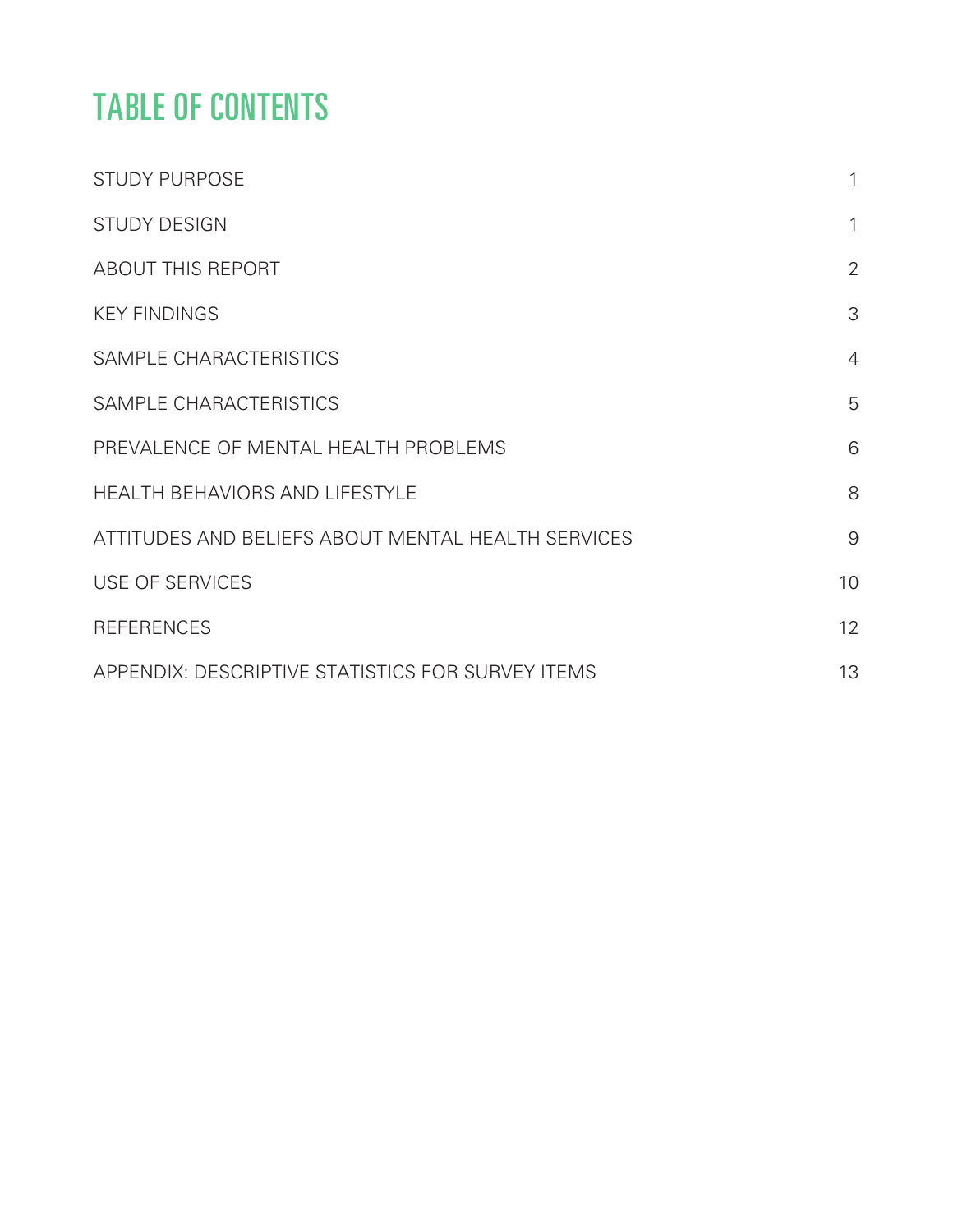# TABLE OF CONTENTS

| | |
|---|---|
| STUDY PURPOSE | 1 |
| STUDY DESIGN | 1 |
| ABOUT THIS REPORT | 2 |
| KEY FINDINGS | 3 |
| SAMPLE CHARACTERISTICS | 4 |
| SAMPLE CHARACTERISTICS | 5 |
| PREVALENCE OF MENTAL HEALTH PROBLEMS | 6 |
| HEALTH BEHAVIORS AND LIFESTYLE | 8 |
| ATTITUDES AND BELIEFS ABOUT MENTAL HEALTH SERVICES | 9 |
| USE OF SERVICES | 10 |
| REFERENCES | 12 |
| APPENDIX: DESCRIPTIVE STATISTICS FOR SURVEY ITEMS | 13 |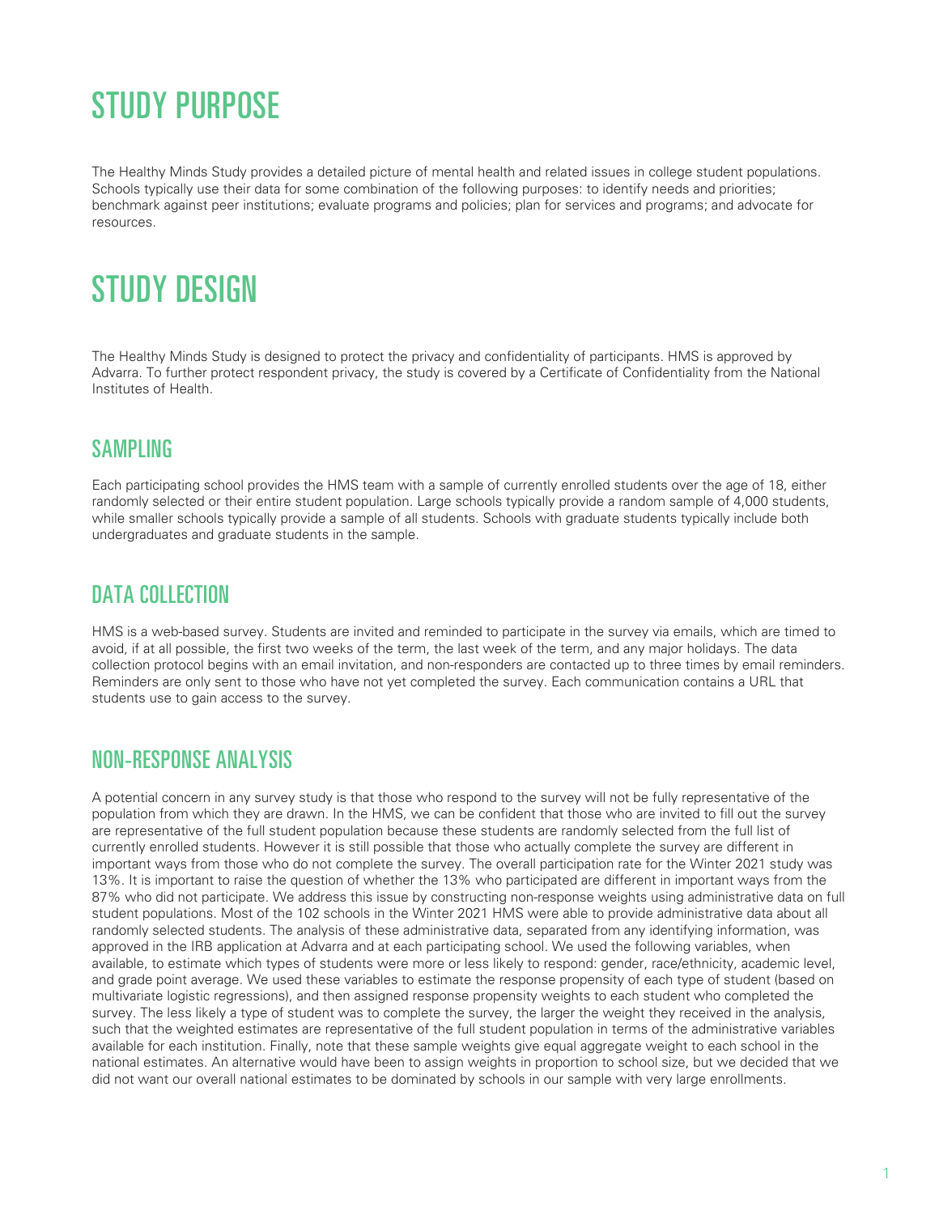# STUDY PURPOSE

The Healthy Minds Study provides a detailed picture of mental health and related issues in college student populations. Schools typically use their data for some combination of the following purposes: to identify needs and priorities; benchmark against peer institutions; evaluate programs and policies; plan for services and programs; and advocate for resources.

# STUDY DESIGN

The Healthy Minds Study is designed to protect the privacy and confidentiality of participants. HMS is approved by Advarra. To further protect respondent privacy, the study is covered by a Certificate of Confidentiality from the National Institutes of Health.

## SAMPLING

Each participating school provides the HMS team with a sample of currently enrolled students over the age of 18, either randomly selected or their entire student population. Large schools typically provide a random sample of 4,000 students, while smaller schools typically provide a sample of all students. Schools with graduate students typically include both undergraduates and graduate students in the sample.

## DATA COLLECTION

HMS is a web-based survey. Students are invited and reminded to participate in the survey via emails, which are timed to avoid, if at all possible, the first two weeks of the term, the last week of the term, and any major holidays. The data collection protocol begins with an email invitation, and non-responders are contacted up to three times by email reminders. Reminders are only sent to those who have not yet completed the survey. Each communication contains a URL that students use to gain access to the survey.

## NON-RESPONSE ANALYSIS

A potential concern in any survey study is that those who respond to the survey will not be fully representative of the population from which they are drawn. In the HMS, we can be confident that those who are invited to fill out the survey are representative of the full student population because these students are randomly selected from the full list of currently enrolled students. However it is still possible that those who actually complete the survey are different in important ways from those who do not complete the survey. The overall participation rate for the Winter 2021 study was 13%. It is important to raise the question of whether the 13% who participated are different in important ways from the 87% who did not participate. We address this issue by constructing non-response weights using administrative data on full student populations. Most of the 102 schools in the Winter 2021 HMS were able to provide administrative data about all randomly selected students. The analysis of these administrative data, separated from any identifying information, was approved in the IRB application at Advarra and at each participating school. We used the following variables, when available, to estimate which types of students were more or less likely to respond: gender, race/ethnicity, academic level, and grade point average. We used these variables to estimate the response propensity of each type of student (based on multivariate logistic regressions), and then assigned response propensity weights to each student who completed the survey. The less likely a type of student was to complete the survey, the larger the weight they received in the analysis, such that the weighted estimates are representative of the full student population in terms of the administrative variables available for each institution. Finally, note that these sample weights give equal aggregate weight to each school in the national estimates. An alternative would have been to assign weights in proportion to school size, but we decided that we did not want our overall national estimates to be dominated by schools in our sample with very large enrollments.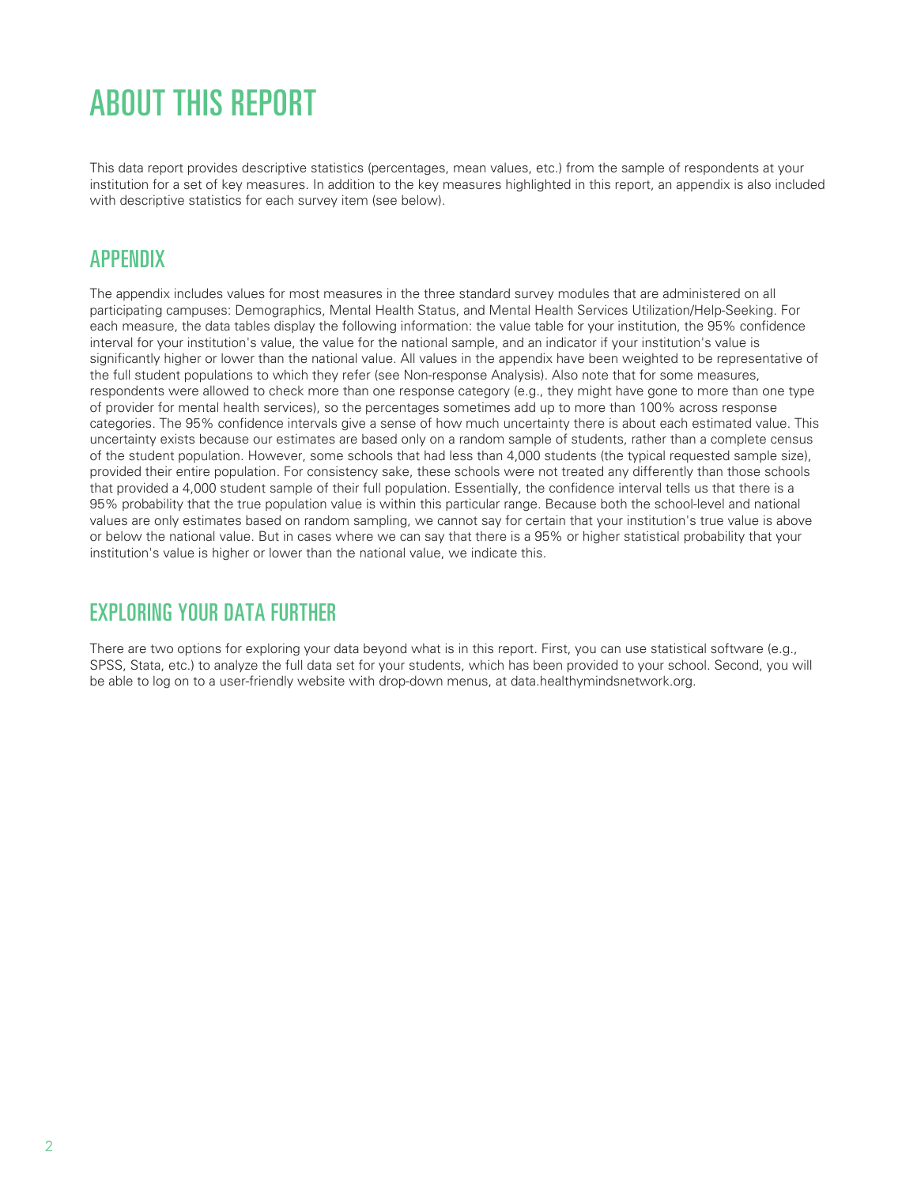# ABOUT THIS REPORT

This data report provides descriptive statistics (percentages, mean values, etc.) from the sample of respondents at your institution for a set of key measures. In addition to the key measures highlighted in this report, an appendix is also included with descriptive statistics for each survey item (see below).

## APPENDIX

The appendix includes values for most measures in the three standard survey modules that are administered on all participating campuses: Demographics, Mental Health Status, and Mental Health Services Utilization/Help-Seeking. For each measure, the data tables display the following information: the value table for your institution, the 95% confidence interval for your institution's value, the value for the national sample, and an indicator if your institution's value is significantly higher or lower than the national value. All values in the appendix have been weighted to be representative of the full student populations to which they refer (see Non-response Analysis). Also note that for some measures, respondents were allowed to check more than one response category (e.g., they might have gone to more than one type of provider for mental health services), so the percentages sometimes add up to more than 100% across response categories. The 95% confidence intervals give a sense of how much uncertainty there is about each estimated value. This uncertainty exists because our estimates are based only on a random sample of students, rather than a complete census of the student population. However, some schools that had less than 4,000 students (the typical requested sample size), provided their entire population. For consistency sake, these schools were not treated any differently than those schools that provided a 4,000 student sample of their full population. Essentially, the confidence interval tells us that there is a 95% probability that the true population value is within this particular range. Because both the school-level and national values are only estimates based on random sampling, we cannot say for certain that your institution's true value is above or below the national value. But in cases where we can say that there is a 95% or higher statistical probability that your institution's value is higher or lower than the national value, we indicate this.

## EXPLORING YOUR DATA FURTHER

There are two options for exploring your data beyond what is in this report. First, you can use statistical software (e.g., SPSS, Stata, etc.) to analyze the full data set for your students, which has been provided to your school. Second, you will be able to log on to a user-friendly website with drop-down menus, at data.healthymindsnetwork.org.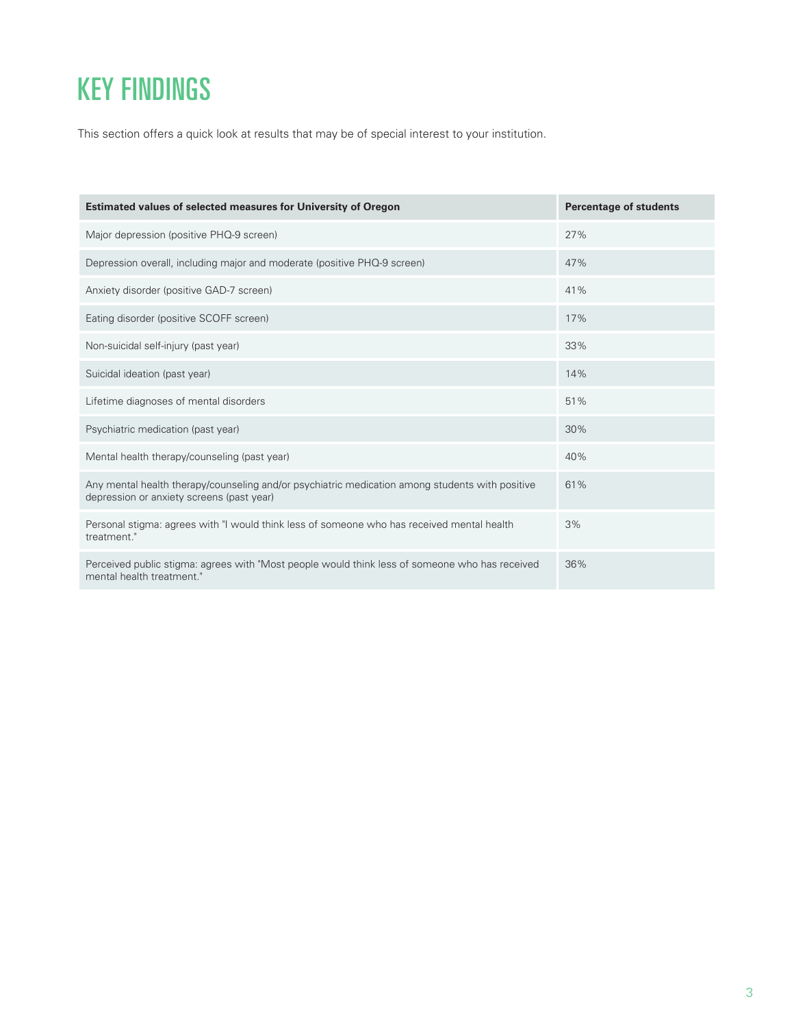# KEY FINDINGS

This section offers a quick look at results that may be of special interest to your institution.

| Estimated values of selected measures for University of Oregon | Percentage of students |
|---|---|
| Major depression (positive PHQ-9 screen) | 27% |
| Depression overall, including major and moderate (positive PHQ-9 screen) | 47% |
| Anxiety disorder (positive GAD-7 screen) | 41% |
| Eating disorder (positive SCOFF screen) | 17% |
| Non-suicidal self-injury (past year) | 33% |
| Suicidal ideation (past year) | 14% |
| Lifetime diagnoses of mental disorders | 51% |
| Psychiatric medication (past year) | 30% |
| Mental health therapy/counseling (past year) | 40% |
| Any mental health therapy/counseling and/or psychiatric medication among students with positive depression or anxiety screens (past year) | 61% |
| Personal stigma: agrees with "I would think less of someone who has received mental health treatment." | 3% |
| Perceived public stigma: agrees with "Most people would think less of someone who has received mental health treatment." | 36% |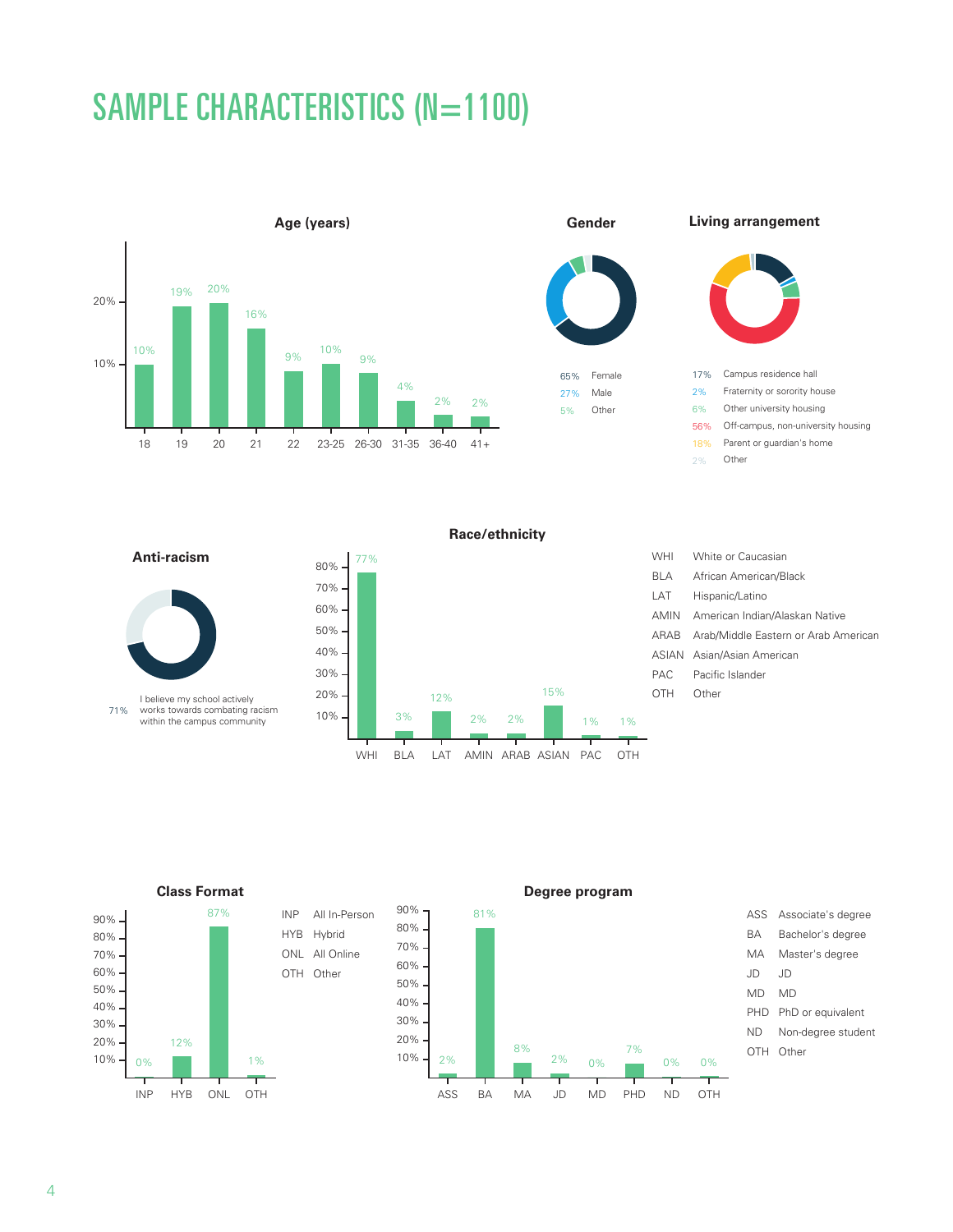# SAMPLE CHARACTERISTICS (N=1100)

### Age (years)

| Age | % |
|---|---|
| 18 | 10% |
| 19 | 19% |
| 20 | 20% |
| 21 | 16% |
| 22 | 9% |
| 23-25 | 10% |
| 26-30 | 9% |
| 31-35 | 4% |
| 36-40 | 2% |
| 41+ | 2% |

### Gender

| % | Gender |
|---|---|
| 65% | Female |
| 27% | Male |
| 5% | Other |

### Living arrangement

| % | Living arrangement |
|---|---|
| 17% | Campus residence hall |
| 2% | Fraternity or sorority house |
| 6% | Other university housing |
| 56% | Off-campus, non-university housing |
| 18% | Parent or guardian's home |
| 2% | Other |

### Anti-racism

71% I believe my school actively works towards combating racism within the campus community

### Race/ethnicity

| Code | Race/ethnicity | % |
|---|---|---|
| WHI | White or Caucasian | 77% |
| BLA | African American/Black | 3% |
| LAT | Hispanic/Latino | 12% |
| AMIN | American Indian/Alaskan Native | 2% |
| ARAB | Arab/Middle Eastern or Arab American | 2% |
| ASIAN | Asian/Asian American | 15% |
| PAC | Pacific Islander | 1% |
| OTH | Other | 1% |

### Class Format

| Code | Class Format | % |
|---|---|---|
| INP | All In-Person | 0% |
| HYB | Hybrid | 12% |
| ONL | All Online | 87% |
| OTH | Other | 1% |

### Degree program

| Code | Degree program | % |
|---|---|---|
| ASS | Associate's degree | 2% |
| BA | Bachelor's degree | 81% |
| MA | Master's degree | 8% |
| JD | JD | 2% |
| MD | MD | 0% |
| PHD | PhD or equivalent | 7% |
| ND | Non-degree student | 0% |
| OTH | Other | 0% |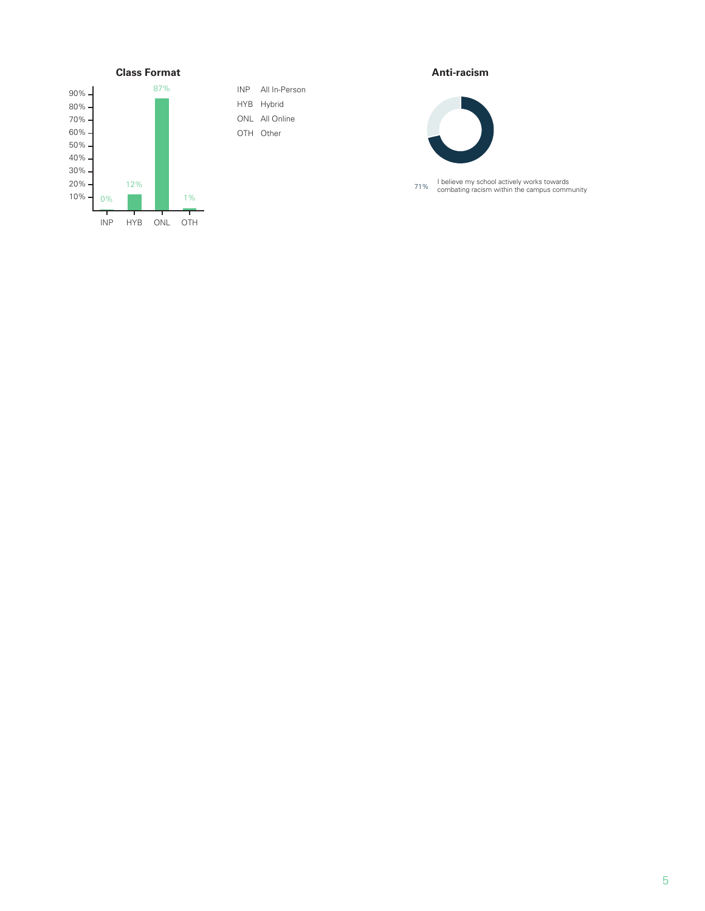### Class Format

| Format | Percentage |
|---|---|
| INP | 0% |
| HYB | 12% |
| ONL | 87% |
| OTH | 1% |

INP All In-Person
HYB Hybrid
ONL All Online
OTH Other

### Anti-racism

71% I believe my school actively works towards combating racism within the campus community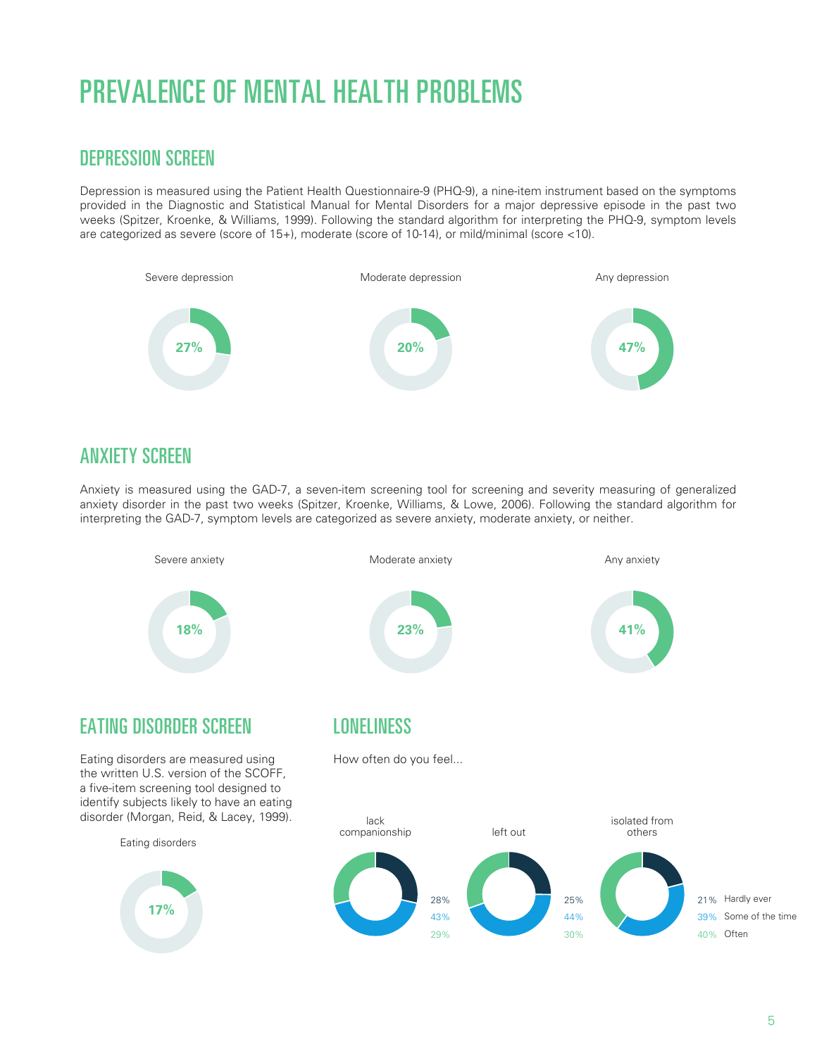# PREVALENCE OF MENTAL HEALTH PROBLEMS

## DEPRESSION SCREEN

Depression is measured using the Patient Health Questionnaire-9 (PHQ-9), a nine-item instrument based on the symptoms provided in the Diagnostic and Statistical Manual for Mental Disorders for a major depressive episode in the past two weeks (Spitzer, Kroenke, & Williams, 1999). Following the standard algorithm for interpreting the PHQ-9, symptom levels are categorized as severe (score of 15+), moderate (score of 10-14), or mild/minimal (score <10).

Severe depression

**27%**

Moderate depression

**20%**

Any depression

**47%**

## ANXIETY SCREEN

Anxiety is measured using the GAD-7, a seven-item screening tool for screening and severity measuring of generalized anxiety disorder in the past two weeks (Spitzer, Kroenke, Williams, & Lowe, 2006). Following the standard algorithm for interpreting the GAD-7, symptom levels are categorized as severe anxiety, moderate anxiety, or neither.

Severe anxiety

**18%**

Moderate anxiety

**23%**

Any anxiety

**41%**

## EATING DISORDER SCREEN

Eating disorders are measured using the written U.S. version of the SCOFF, a five-item screening tool designed to identify subjects likely to have an eating disorder (Morgan, Reid, & Lacey, 1999).

Eating disorders

**17%**

## LONELINESS

How often do you feel...

| | lack companionship | left out | isolated from others |
|---|---|---|---|
| Hardly ever | 28% | 25% | 21% |
| Some of the time | 43% | 44% | 39% |
| Often | 29% | 30% | 40% |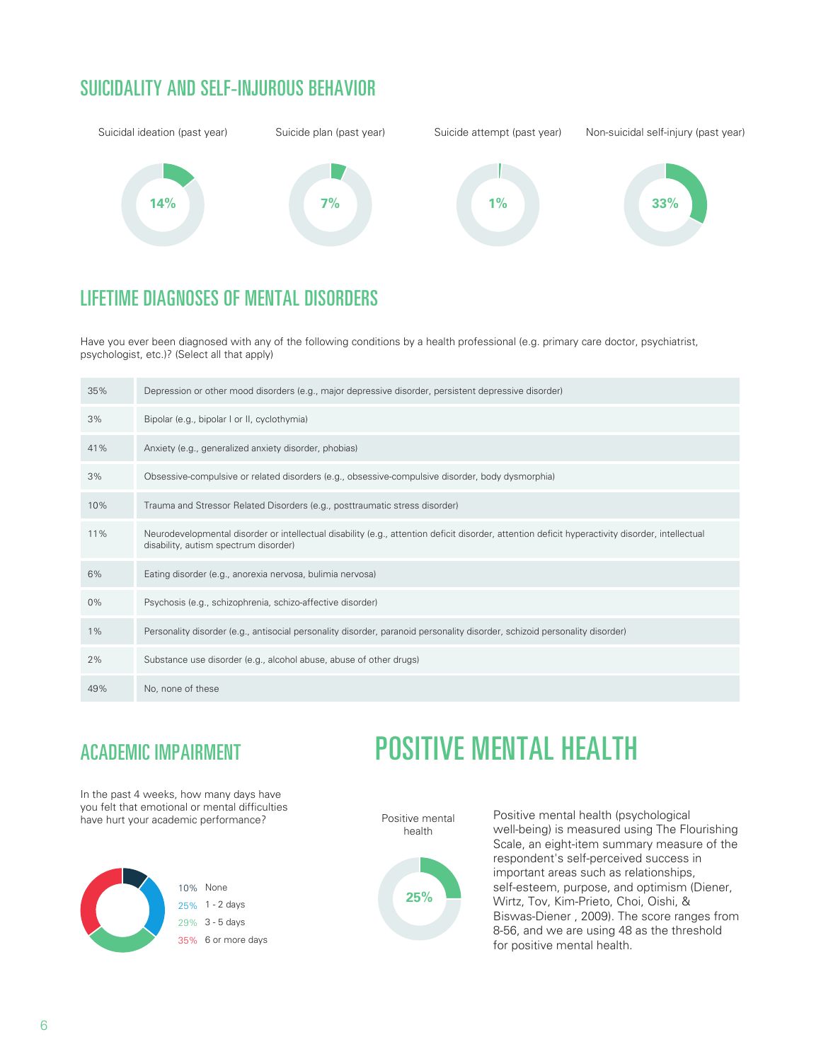## SUICIDALITY AND SELF-INJUROUS BEHAVIOR

Suicidal ideation (past year): 14%

Suicide plan (past year): 7%

Suicide attempt (past year): 1%

Non-suicidal self-injury (past year): 33%

## LIFETIME DIAGNOSES OF MENTAL DISORDERS

Have you ever been diagnosed with any of the following conditions by a health professional (e.g. primary care doctor, psychiatrist, psychologist, etc.)? (Select all that apply)

| | |
|---|---|
| 35% | Depression or other mood disorders (e.g., major depressive disorder, persistent depressive disorder) |
| 3% | Bipolar (e.g., bipolar I or II, cyclothymia) |
| 41% | Anxiety (e.g., generalized anxiety disorder, phobias) |
| 3% | Obsessive-compulsive or related disorders (e.g., obsessive-compulsive disorder, body dysmorphia) |
| 10% | Trauma and Stressor Related Disorders (e.g., posttraumatic stress disorder) |
| 11% | Neurodevelopmental disorder or intellectual disability (e.g., attention deficit disorder, attention deficit hyperactivity disorder, intellectual disability, autism spectrum disorder) |
| 6% | Eating disorder (e.g., anorexia nervosa, bulimia nervosa) |
| 0% | Psychosis (e.g., schizophrenia, schizo-affective disorder) |
| 1% | Personality disorder (e.g., antisocial personality disorder, paranoid personality disorder, schizoid personality disorder) |
| 2% | Substance use disorder (e.g., alcohol abuse, abuse of other drugs) |
| 49% | No, none of these |

## ACADEMIC IMPAIRMENT

In the past 4 weeks, how many days have you felt that emotional or mental difficulties have hurt your academic performance?

- 10% None
- 25% 1 - 2 days
- 29% 3 - 5 days
- 35% 6 or more days

# POSITIVE MENTAL HEALTH

Positive mental health: 25%

Positive mental health (psychological well-being) is measured using The Flourishing Scale, an eight-item summary measure of the respondent's self-perceived success in important areas such as relationships, self-esteem, purpose, and optimism (Diener, Wirtz, Tov, Kim-Prieto, Choi, Oishi, & Biswas-Diener , 2009). The score ranges from 8-56, and we are using 48 as the threshold for positive mental health.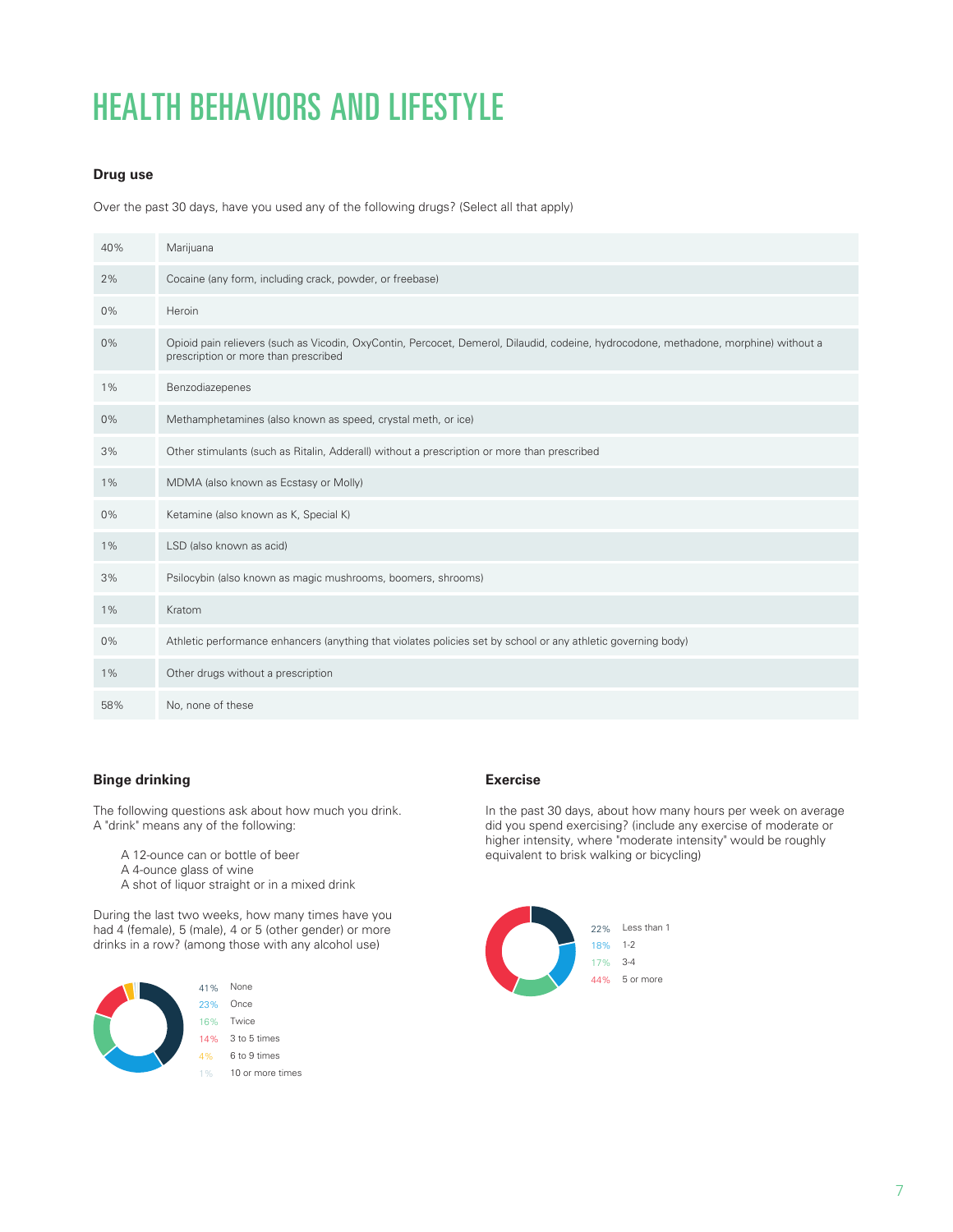# HEALTH BEHAVIORS AND LIFESTYLE

**Drug use**

Over the past 30 days, have you used any of the following drugs? (Select all that apply)

| | |
|---|---|
| 40% | Marijuana |
| 2% | Cocaine (any form, including crack, powder, or freebase) |
| 0% | Heroin |
| 0% | Opioid pain relievers (such as Vicodin, OxyContin, Percocet, Demerol, Dilaudid, codeine, hydrocodone, methadone, morphine) without a prescription or more than prescribed |
| 1% | Benzodiazepenes |
| 0% | Methamphetamines (also known as speed, crystal meth, or ice) |
| 3% | Other stimulants (such as Ritalin, Adderall) without a prescription or more than prescribed |
| 1% | MDMA (also known as Ecstasy or Molly) |
| 0% | Ketamine (also known as K, Special K) |
| 1% | LSD (also known as acid) |
| 3% | Psilocybin (also known as magic mushrooms, boomers, shrooms) |
| 1% | Kratom |
| 0% | Athletic performance enhancers (anything that violates policies set by school or any athletic governing body) |
| 1% | Other drugs without a prescription |
| 58% | No, none of these |

**Binge drinking**

The following questions ask about how much you drink. A "drink" means any of the following:

A 12-ounce can or bottle of beer
A 4-ounce glass of wine
A shot of liquor straight or in a mixed drink

During the last two weeks, how many times have you had 4 (female), 5 (male), 4 or 5 (other gender) or more drinks in a row? (among those with any alcohol use)

| | |
|---|---|
| 41% | None |
| 23% | Once |
| 16% | Twice |
| 14% | 3 to 5 times |
| 4% | 6 to 9 times |
| 1% | 10 or more times |

**Exercise**

In the past 30 days, about how many hours per week on average did you spend exercising? (include any exercise of moderate or higher intensity, where "moderate intensity" would be roughly equivalent to brisk walking or bicycling)

| | |
|---|---|
| 22% | Less than 1 |
| 18% | 1-2 |
| 17% | 3-4 |
| 44% | 5 or more |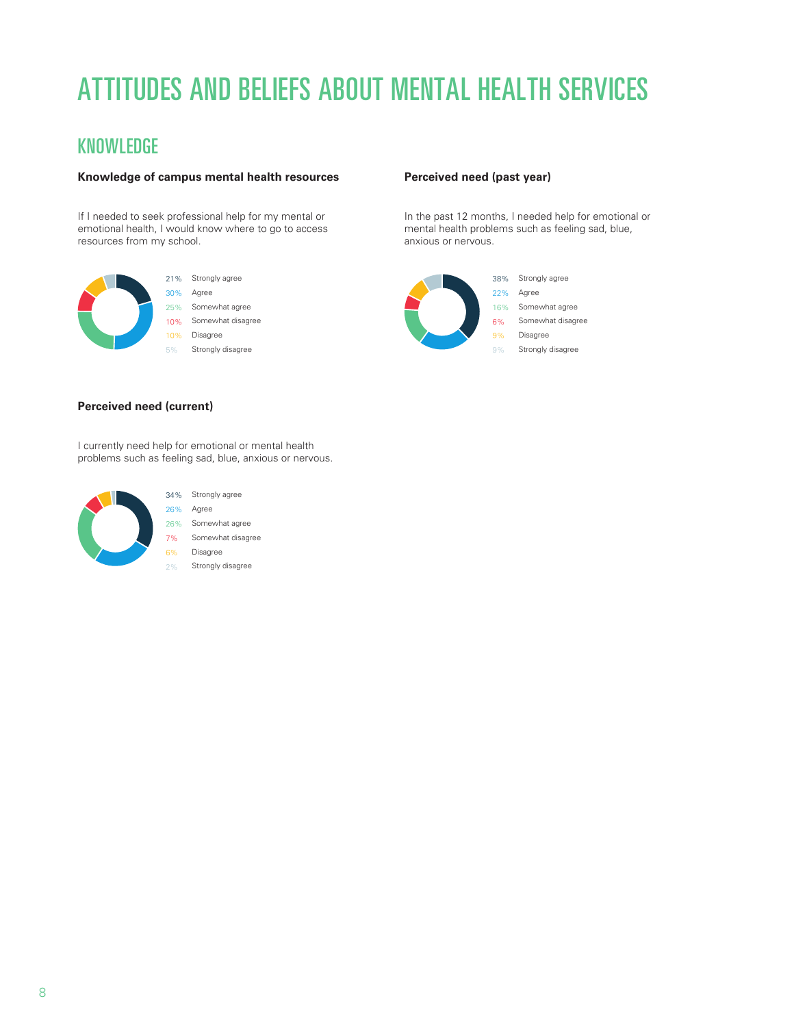# ATTITUDES AND BELIEFS ABOUT MENTAL HEALTH SERVICES

## KNOWLEDGE

**Knowledge of campus mental health resources**

If I needed to seek professional help for my mental or emotional health, I would know where to go to access resources from my school.

| | |
|---|---|
| 21% | Strongly agree |
| 30% | Agree |
| 25% | Somewhat agree |
| 10% | Somewhat disagree |
| 10% | Disagree |
| 5% | Strongly disagree |

**Perceived need (past year)**

In the past 12 months, I needed help for emotional or mental health problems such as feeling sad, blue, anxious or nervous.

| | |
|---|---|
| 38% | Strongly agree |
| 22% | Agree |
| 16% | Somewhat agree |
| 6% | Somewhat disagree |
| 9% | Disagree |
| 9% | Strongly disagree |

**Perceived need (current)**

I currently need help for emotional or mental health problems such as feeling sad, blue, anxious or nervous.

| | |
|---|---|
| 34% | Strongly agree |
| 26% | Agree |
| 26% | Somewhat agree |
| 7% | Somewhat disagree |
| 6% | Disagree |
| 2% | Strongly disagree |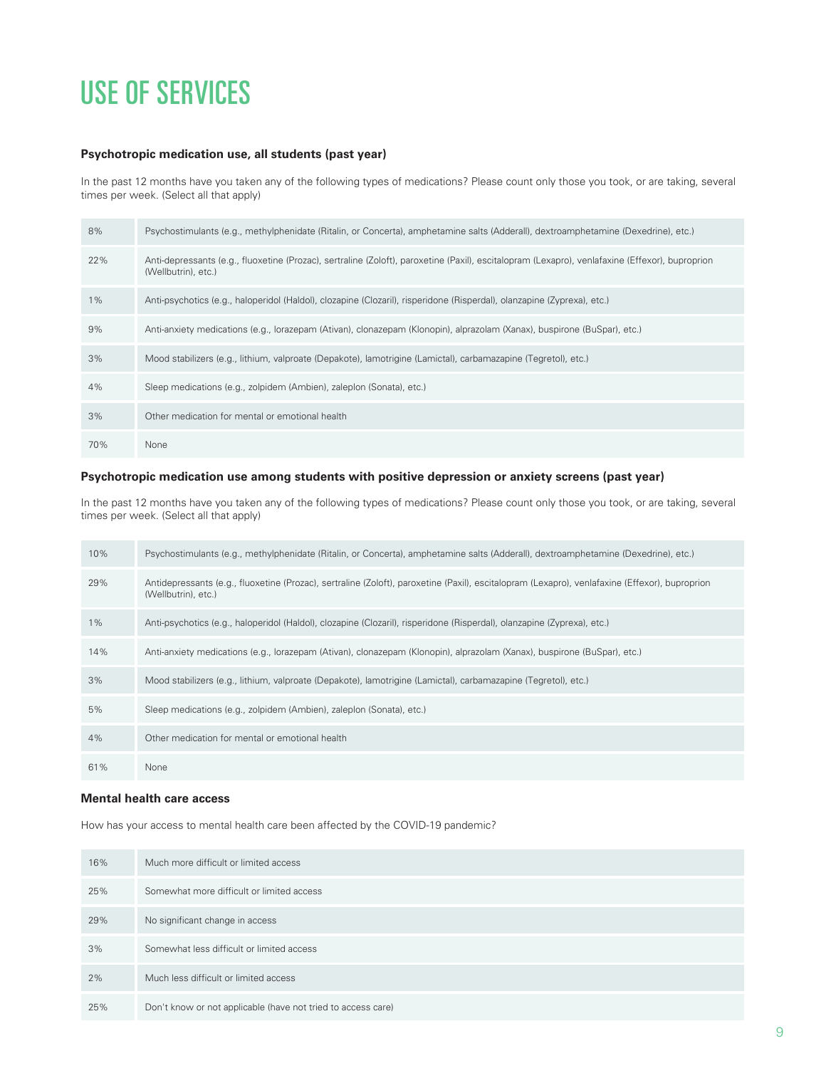# USE OF SERVICES

**Psychotropic medication use, all students (past year)**

In the past 12 months have you taken any of the following types of medications? Please count only those you took, or are taking, several times per week. (Select all that apply)

| | |
|---|---|
| 8% | Psychostimulants (e.g., methylphenidate (Ritalin, or Concerta), amphetamine salts (Adderall), dextroamphetamine (Dexedrine), etc.) |
| 22% | Anti-depressants (e.g., fluoxetine (Prozac), sertraline (Zoloft), paroxetine (Paxil), escitalopram (Lexapro), venlafaxine (Effexor), buproprion (Wellbutrin), etc.) |
| 1% | Anti-psychotics (e.g., haloperidol (Haldol), clozapine (Clozaril), risperidone (Risperdal), olanzapine (Zyprexa), etc.) |
| 9% | Anti-anxiety medications (e.g., lorazepam (Ativan), clonazepam (Klonopin), alprazolam (Xanax), buspirone (BuSpar), etc.) |
| 3% | Mood stabilizers (e.g., lithium, valproate (Depakote), lamotrigine (Lamictal), carbamazapine (Tegretol), etc.) |
| 4% | Sleep medications (e.g., zolpidem (Ambien), zaleplon (Sonata), etc.) |
| 3% | Other medication for mental or emotional health |
| 70% | None |

**Psychotropic medication use among students with positive depression or anxiety screens (past year)**

In the past 12 months have you taken any of the following types of medications? Please count only those you took, or are taking, several times per week. (Select all that apply)

| | |
|---|---|
| 10% | Psychostimulants (e.g., methylphenidate (Ritalin, or Concerta), amphetamine salts (Adderall), dextroamphetamine (Dexedrine), etc.) |
| 29% | Antidepressants (e.g., fluoxetine (Prozac), sertraline (Zoloft), paroxetine (Paxil), escitalopram (Lexapro), venlafaxine (Effexor), buproprion (Wellbutrin), etc.) |
| 1% | Anti-psychotics (e.g., haloperidol (Haldol), clozapine (Clozaril), risperidone (Risperdal), olanzapine (Zyprexa), etc.) |
| 14% | Anti-anxiety medications (e.g., lorazepam (Ativan), clonazepam (Klonopin), alprazolam (Xanax), buspirone (BuSpar), etc.) |
| 3% | Mood stabilizers (e.g., lithium, valproate (Depakote), lamotrigine (Lamictal), carbamazapine (Tegretol), etc.) |
| 5% | Sleep medications (e.g., zolpidem (Ambien), zaleplon (Sonata), etc.) |
| 4% | Other medication for mental or emotional health |
| 61% | None |

**Mental health care access**

How has your access to mental health care been affected by the COVID-19 pandemic?

| | |
|---|---|
| 16% | Much more difficult or limited access |
| 25% | Somewhat more difficult or limited access |
| 29% | No significant change in access |
| 3% | Somewhat less difficult or limited access |
| 2% | Much less difficult or limited access |
| 25% | Don't know or not applicable (have not tried to access care) |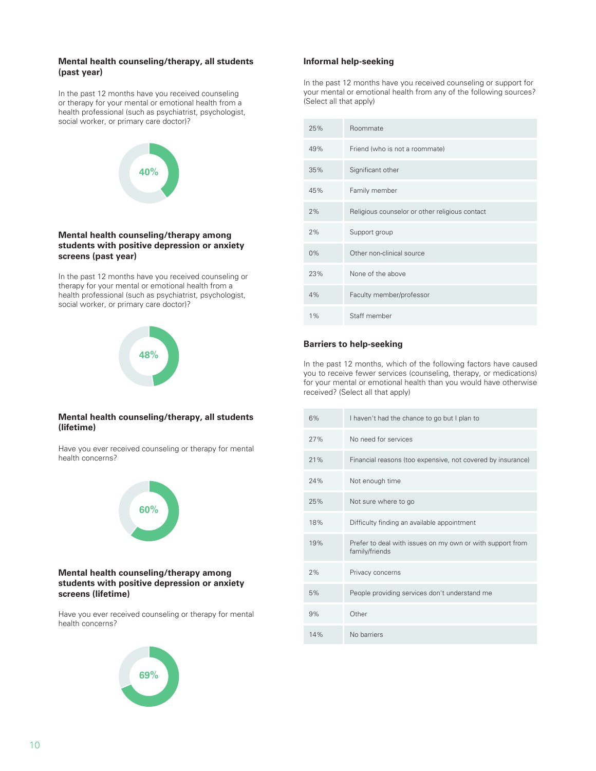### Mental health counseling/therapy, all students (past year)

In the past 12 months have you received counseling or therapy for your mental or emotional health from a health professional (such as psychiatrist, psychologist, social worker, or primary care doctor)?

40%

### Mental health counseling/therapy among students with positive depression or anxiety screens (past year)

In the past 12 months have you received counseling or therapy for your mental or emotional health from a health professional (such as psychiatrist, psychologist, social worker, or primary care doctor)?

48%

### Mental health counseling/therapy, all students (lifetime)

Have you ever received counseling or therapy for mental health concerns?

60%

### Mental health counseling/therapy among students with positive depression or anxiety screens (lifetime)

Have you ever received counseling or therapy for mental health concerns?

69%

### Informal help-seeking

In the past 12 months have you received counseling or support for your mental or emotional health from any of the following sources? (Select all that apply)

| | |
|---|---|
| 25% | Roommate |
| 49% | Friend (who is not a roommate) |
| 35% | Significant other |
| 45% | Family member |
| 2% | Religious counselor or other religious contact |
| 2% | Support group |
| 0% | Other non-clinical source |
| 23% | None of the above |
| 4% | Faculty member/professor |
| 1% | Staff member |

### Barriers to help-seeking

In the past 12 months, which of the following factors have caused you to receive fewer services (counseling, therapy, or medications) for your mental or emotional health than you would have otherwise received? (Select all that apply)

| | |
|---|---|
| 6% | I haven't had the chance to go but I plan to |
| 27% | No need for services |
| 21% | Financial reasons (too expensive, not covered by insurance) |
| 24% | Not enough time |
| 25% | Not sure where to go |
| 18% | Difficulty finding an available appointment |
| 19% | Prefer to deal with issues on my own or with support from family/friends |
| 2% | Privacy concerns |
| 5% | People providing services don't understand me |
| 9% | Other |
| 14% | No barriers |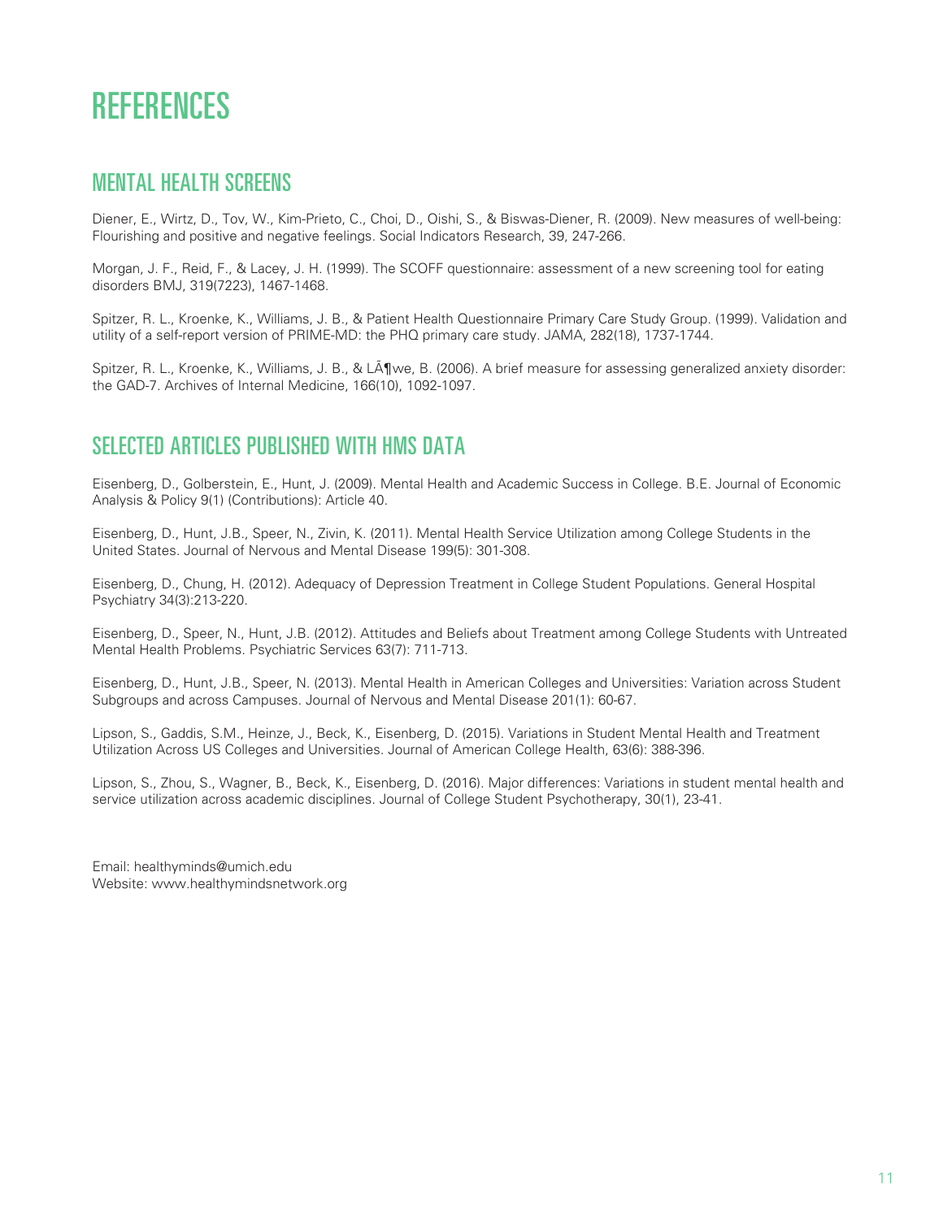# REFERENCES

## MENTAL HEALTH SCREENS

Diener, E., Wirtz, D., Tov, W., Kim-Prieto, C., Choi, D., Oishi, S., & Biswas-Diener, R. (2009). New measures of well-being: Flourishing and positive and negative feelings. Social Indicators Research, 39, 247-266.

Morgan, J. F., Reid, F., & Lacey, J. H. (1999). The SCOFF questionnaire: assessment of a new screening tool for eating disorders BMJ, 319(7223), 1467-1468.

Spitzer, R. L., Kroenke, K., Williams, J. B., & Patient Health Questionnaire Primary Care Study Group. (1999). Validation and utility of a self-report version of PRIME-MD: the PHQ primary care study. JAMA, 282(18), 1737-1744.

Spitzer, R. L., Kroenke, K., Williams, J. B., & LÃ¶we, B. (2006). A brief measure for assessing generalized anxiety disorder: the GAD-7. Archives of Internal Medicine, 166(10), 1092-1097.

## SELECTED ARTICLES PUBLISHED WITH HMS DATA

Eisenberg, D., Golberstein, E., Hunt, J. (2009). Mental Health and Academic Success in College. B.E. Journal of Economic Analysis & Policy 9(1) (Contributions): Article 40.

Eisenberg, D., Hunt, J.B., Speer, N., Zivin, K. (2011). Mental Health Service Utilization among College Students in the United States. Journal of Nervous and Mental Disease 199(5): 301-308.

Eisenberg, D., Chung, H. (2012). Adequacy of Depression Treatment in College Student Populations. General Hospital Psychiatry 34(3):213-220.

Eisenberg, D., Speer, N., Hunt, J.B. (2012). Attitudes and Beliefs about Treatment among College Students with Untreated Mental Health Problems. Psychiatric Services 63(7): 711-713.

Eisenberg, D., Hunt, J.B., Speer, N. (2013). Mental Health in American Colleges and Universities: Variation across Student Subgroups and across Campuses. Journal of Nervous and Mental Disease 201(1): 60-67.

Lipson, S., Gaddis, S.M., Heinze, J., Beck, K., Eisenberg, D. (2015). Variations in Student Mental Health and Treatment Utilization Across US Colleges and Universities. Journal of American College Health, 63(6): 388-396.

Lipson, S., Zhou, S., Wagner, B., Beck, K., Eisenberg, D. (2016). Major differences: Variations in student mental health and service utilization across academic disciplines. Journal of College Student Psychotherapy, 30(1), 23-41.

Email: healthyminds@umich.edu
Website: www.healthymindsnetwork.org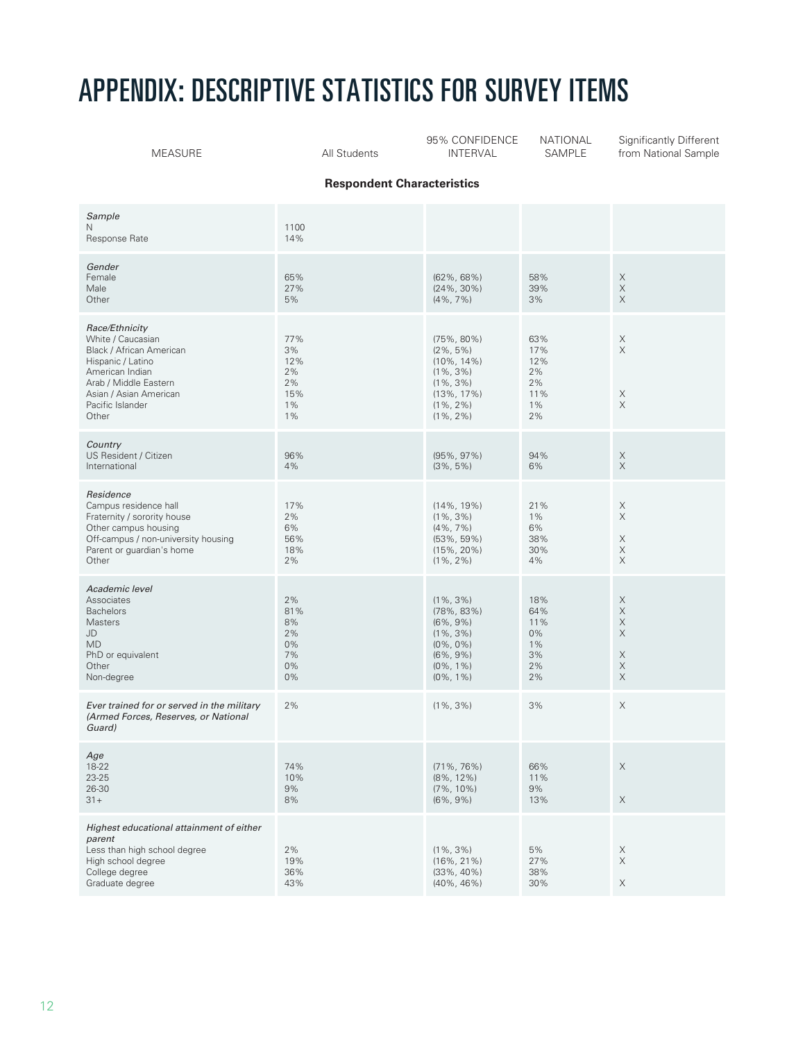# APPENDIX: DESCRIPTIVE STATISTICS FOR SURVEY ITEMS

| MEASURE | All Students | 95% CONFIDENCE INTERVAL | NATIONAL SAMPLE | Significantly Different from National Sample |
|---|---|---|---|---|
| **Respondent Characteristics** | | | | |
| *Sample* | | | | |
| N | 1100 | | | |
| Response Rate | 14% | | | |
| *Gender* | | | | |
| Female | 65% | (62%, 68%) | 58% | X |
| Male | 27% | (24%, 30%) | 39% | X |
| Other | 5% | (4%, 7%) | 3% | X |
| *Race/Ethnicity* | | | | |
| White / Caucasian | 77% | (75%, 80%) | 63% | X |
| Black / African American | 3% | (2%, 5%) | 17% | X |
| Hispanic / Latino | 12% | (10%, 14%) | 12% | |
| American Indian | 2% | (1%, 3%) | 2% | |
| Arab / Middle Eastern | 2% | (1%, 3%) | 2% | |
| Asian / Asian American | 15% | (13%, 17%) | 11% | X |
| Pacific Islander | 1% | (1%, 2%) | 1% | X |
| Other | 1% | (1%, 2%) | 2% | |
| *Country* | | | | |
| US Resident / Citizen | 96% | (95%, 97%) | 94% | X |
| International | 4% | (3%, 5%) | 6% | X |
| *Residence* | | | | |
| Campus residence hall | 17% | (14%, 19%) | 21% | X |
| Fraternity / sorority house | 2% | (1%, 3%) | 1% | X |
| Other campus housing | 6% | (4%, 7%) | 6% | |
| Off-campus / non-university housing | 56% | (53%, 59%) | 38% | X |
| Parent or guardian's home | 18% | (15%, 20%) | 30% | X |
| Other | 2% | (1%, 2%) | 4% | X |
| *Academic level* | | | | |
| Associates | 2% | (1%, 3%) | 18% | X |
| Bachelors | 81% | (78%, 83%) | 64% | X |
| Masters | 8% | (6%, 9%) | 11% | X |
| JD | 2% | (1%, 3%) | 0% | X |
| MD | 0% | (0%, 0%) | 1% | |
| PhD or equivalent | 7% | (6%, 9%) | 3% | X |
| Other | 0% | (0%, 1%) | 2% | X |
| Non-degree | 0% | (0%, 1%) | 2% | X |
| *Ever trained for or served in the military (Armed Forces, Reserves, or National Guard)* | 2% | (1%, 3%) | 3% | X |
| *Age* | | | | |
| 18-22 | 74% | (71%, 76%) | 66% | X |
| 23-25 | 10% | (8%, 12%) | 11% | |
| 26-30 | 9% | (7%, 10%) | 9% | |
| 31+ | 8% | (6%, 9%) | 13% | X |
| *Highest educational attainment of either parent* | | | | |
| Less than high school degree | 2% | (1%, 3%) | 5% | X |
| High school degree | 19% | (16%, 21%) | 27% | X |
| College degree | 36% | (33%, 40%) | 38% | |
| Graduate degree | 43% | (40%, 46%) | 30% | X |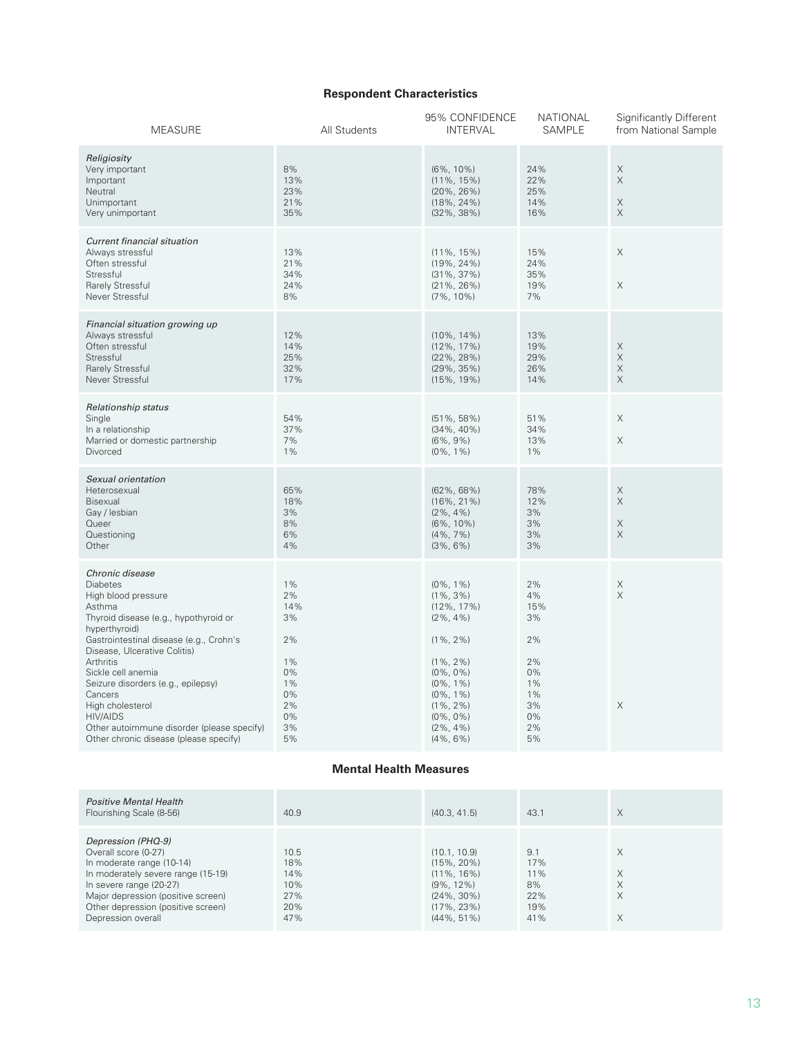## Respondent Characteristics

| MEASURE | All Students | 95% CONFIDENCE INTERVAL | NATIONAL SAMPLE | Significantly Different from National Sample |
|---|---|---|---|---|
| *Religiosity* | | | | |
| Very important | 8% | (6%, 10%) | 24% | X |
| Important | 13% | (11%, 15%) | 22% | X |
| Neutral | 23% | (20%, 26%) | 25% | |
| Unimportant | 21% | (18%, 24%) | 14% | X |
| Very unimportant | 35% | (32%, 38%) | 16% | X |
| *Current financial situation* | | | | |
| Always stressful | 13% | (11%, 15%) | 15% | X |
| Often stressful | 21% | (19%, 24%) | 24% | |
| Stressful | 34% | (31%, 37%) | 35% | |
| Rarely Stressful | 24% | (21%, 26%) | 19% | X |
| Never Stressful | 8% | (7%, 10%) | 7% | |
| *Financial situation growing up* | | | | |
| Always stressful | 12% | (10%, 14%) | 13% | |
| Often stressful | 14% | (12%, 17%) | 19% | X |
| Stressful | 25% | (22%, 28%) | 29% | X |
| Rarely Stressful | 32% | (29%, 35%) | 26% | X |
| Never Stressful | 17% | (15%, 19%) | 14% | X |
| *Relationship status* | | | | |
| Single | 54% | (51%, 58%) | 51% | X |
| In a relationship | 37% | (34%, 40%) | 34% | |
| Married or domestic partnership | 7% | (6%, 9%) | 13% | X |
| Divorced | 1% | (0%, 1%) | 1% | |
| *Sexual orientation* | | | | |
| Heterosexual | 65% | (62%, 68%) | 78% | X |
| Bisexual | 18% | (16%, 21%) | 12% | X |
| Gay / lesbian | 3% | (2%, 4%) | 3% | |
| Queer | 8% | (6%, 10%) | 3% | X |
| Questioning | 6% | (4%, 7%) | 3% | X |
| Other | 4% | (3%, 6%) | 3% | |
| *Chronic disease* | | | | |
| Diabetes | 1% | (0%, 1%) | 2% | X |
| High blood pressure | 2% | (1%, 3%) | 4% | X |
| Asthma | 14% | (12%, 17%) | 15% | |
| Thyroid disease (e.g., hypothyroid or hyperthyroid) | 3% | (2%, 4%) | 3% | |
| Gastrointestinal disease (e.g., Crohn's Disease, Ulcerative Colitis) | 2% | (1%, 2%) | 2% | |
| Arthritis | 1% | (1%, 2%) | 2% | |
| Sickle cell anemia | 0% | (0%, 0%) | 0% | |
| Seizure disorders (e.g., epilepsy) | 1% | (0%, 1%) | 1% | |
| Cancers | 0% | (0%, 1%) | 1% | |
| High cholesterol | 2% | (1%, 2%) | 3% | X |
| HIV/AIDS | 0% | (0%, 0%) | 0% | |
| Other autoimmune disorder (please specify) | 3% | (2%, 4%) | 2% | |
| Other chronic disease (please specify) | 5% | (4%, 6%) | 5% | |

## Mental Health Measures

| MEASURE | All Students | 95% CONFIDENCE INTERVAL | NATIONAL SAMPLE | Significantly Different from National Sample |
|---|---|---|---|---|
| *Positive Mental Health* | | | | |
| Flourishing Scale (8-56) | 40.9 | (40.3, 41.5) | 43.1 | X |
| *Depression (PHQ-9)* | | | | |
| Overall score (0-27) | 10.5 | (10.1, 10.9) | 9.1 | X |
| In moderate range (10-14) | 18% | (15%, 20%) | 17% | |
| In moderately severe range (15-19) | 14% | (11%, 16%) | 11% | X |
| In severe range (20-27) | 10% | (9%, 12%) | 8% | X |
| Major depression (positive screen) | 27% | (24%, 30%) | 22% | X |
| Other depression (positive screen) | 20% | (17%, 23%) | 19% | |
| Depression overall | 47% | (44%, 51%) | 41% | X |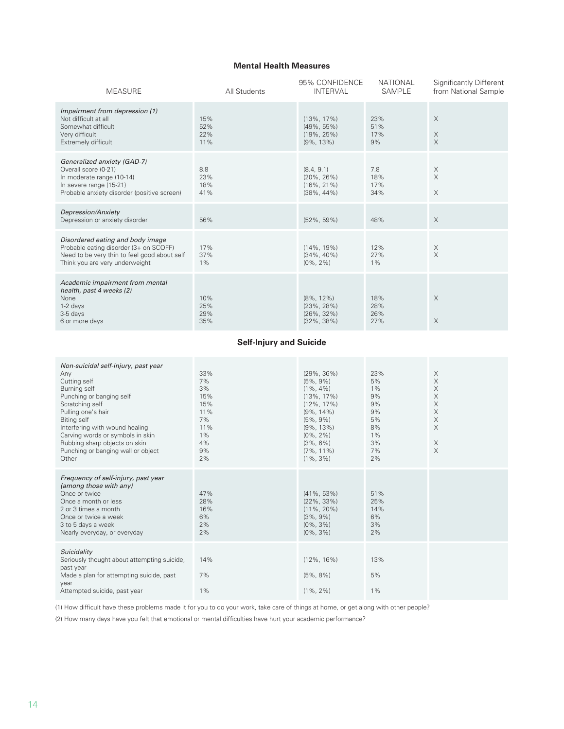### Mental Health Measures

| MEASURE | All Students | 95% CONFIDENCE INTERVAL | NATIONAL SAMPLE | Significantly Different from National Sample |
|---|---|---|---|---|
| *Impairment from depression (1)* | | | | |
| Not difficult at all | 15% | (13%, 17%) | 23% | X |
| Somewhat difficult | 52% | (49%, 55%) | 51% | |
| Very difficult | 22% | (19%, 25%) | 17% | X |
| Extremely difficult | 11% | (9%, 13%) | 9% | X |
| *Generalized anxiety (GAD-7)* | | | | |
| Overall score (0-21) | 8.8 | (8.4, 9.1) | 7.8 | X |
| In moderate range (10-14) | 23% | (20%, 26%) | 18% | X |
| In severe range (15-21) | 18% | (16%, 21%) | 17% | |
| Probable anxiety disorder (positive screen) | 41% | (38%, 44%) | 34% | X |
| *Depression/Anxiety* | | | | |
| Depression or anxiety disorder | 56% | (52%, 59%) | 48% | X |
| *Disordered eating and body image* | | | | |
| Probable eating disorder (3+ on SCOFF) | 17% | (14%, 19%) | 12% | X |
| Need to be very thin to feel good about self | 37% | (34%, 40%) | 27% | X |
| Think you are very underweight | 1% | (0%, 2%) | 1% | |
| *Academic impairment from mental health, past 4 weeks (2)* | | | | |
| None | 10% | (8%, 12%) | 18% | X |
| 1-2 days | 25% | (23%, 28%) | 28% | |
| 3-5 days | 29% | (26%, 32%) | 26% | |
| 6 or more days | 35% | (32%, 38%) | 27% | X |

### Self-Injury and Suicide

| MEASURE | All Students | 95% CONFIDENCE INTERVAL | NATIONAL SAMPLE | Significantly Different from National Sample |
|---|---|---|---|---|
| *Non-suicidal self-injury, past year* | | | | |
| Any | 33% | (29%, 36%) | 23% | X |
| Cutting self | 7% | (5%, 9%) | 5% | X |
| Burning self | 3% | (1%, 4%) | 1% | X |
| Punching or banging self | 15% | (13%, 17%) | 9% | X |
| Scratching self | 15% | (12%, 17%) | 9% | X |
| Pulling one's hair | 11% | (9%, 14%) | 9% | X |
| Biting self | 7% | (5%, 9%) | 5% | X |
| Interfering with wound healing | 11% | (9%, 13%) | 8% | X |
| Carving words or symbols in skin | 1% | (0%, 2%) | 1% | |
| Rubbing sharp objects on skin | 4% | (3%, 6%) | 3% | X |
| Punching or banging wall or object | 9% | (7%, 11%) | 7% | X |
| Other | 2% | (1%, 3%) | 2% | |
| *Frequency of self-injury, past year (among those with any)* | | | | |
| Once or twice | 47% | (41%, 53%) | 51% | |
| Once a month or less | 28% | (22%, 33%) | 25% | |
| 2 or 3 times a month | 16% | (11%, 20%) | 14% | |
| Once or twice a week | 6% | (3%, 9%) | 6% | |
| 3 to 5 days a week | 2% | (0%, 3%) | 3% | |
| Nearly everyday, or everyday | 2% | (0%, 3%) | 2% | |
| *Suicidality* | | | | |
| Seriously thought about attempting suicide, past year | 14% | (12%, 16%) | 13% | |
| Made a plan for attempting suicide, past year | 7% | (5%, 8%) | 5% | |
| Attempted suicide, past year | 1% | (1%, 2%) | 1% | |

(1) How difficult have these problems made it for you to do your work, take care of things at home, or get along with other people?

(2) How many days have you felt that emotional or mental difficulties have hurt your academic performance?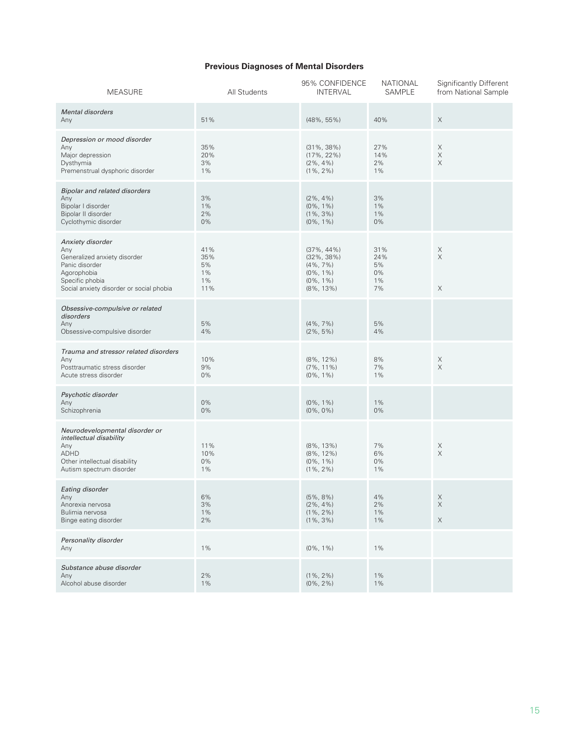## Previous Diagnoses of Mental Disorders

| MEASURE | All Students | 95% CONFIDENCE INTERVAL | NATIONAL SAMPLE | Significantly Different from National Sample |
|---|---|---|---|---|
| *Mental disorders* | | | | |
| Any | 51% | (48%, 55%) | 40% | X |
| *Depression or mood disorder* | | | | |
| Any | 35% | (31%, 38%) | 27% | X |
| Major depression | 20% | (17%, 22%) | 14% | X |
| Dysthymia | 3% | (2%, 4%) | 2% | X |
| Premenstrual dysphoric disorder | 1% | (1%, 2%) | 1% | |
| *Bipolar and related disorders* | | | | |
| Any | 3% | (2%, 4%) | 3% | |
| Bipolar I disorder | 1% | (0%, 1%) | 1% | |
| Bipolar II disorder | 2% | (1%, 3%) | 1% | |
| Cyclothymic disorder | 0% | (0%, 1%) | 0% | |
| *Anxiety disorder* | | | | |
| Any | 41% | (37%, 44%) | 31% | X |
| Generalized anxiety disorder | 35% | (32%, 38%) | 24% | X |
| Panic disorder | 5% | (4%, 7%) | 5% | |
| Agoraphobia | 1% | (0%, 1%) | 0% | |
| Specific phobia | 1% | (0%, 1%) | 1% | |
| Social anxiety disorder or social phobia | 11% | (8%, 13%) | 7% | X |
| *Obsessive-compulsive or related disorders* | | | | |
| Any | 5% | (4%, 7%) | 5% | |
| Obsessive-compulsive disorder | 4% | (2%, 5%) | 4% | |
| *Trauma and stressor related disorders* | | | | |
| Any | 10% | (8%, 12%) | 8% | X |
| Posttraumatic stress disorder | 9% | (7%, 11%) | 7% | X |
| Acute stress disorder | 0% | (0%, 1%) | 1% | |
| *Psychotic disorder* | | | | |
| Any | 0% | (0%, 1%) | 1% | |
| Schizophrenia | 0% | (0%, 0%) | 0% | |
| *Neurodevelopmental disorder or intellectual disability* | | | | |
| Any | 11% | (8%, 13%) | 7% | X |
| ADHD | 10% | (8%, 12%) | 6% | X |
| Other intellectual disability | 0% | (0%, 1%) | 0% | |
| Autism spectrum disorder | 1% | (1%, 2%) | 1% | |
| *Eating disorder* | | | | |
| Any | 6% | (5%, 8%) | 4% | X |
| Anorexia nervosa | 3% | (2%, 4%) | 2% | X |
| Bulimia nervosa | 1% | (1%, 2%) | 1% | |
| Binge eating disorder | 2% | (1%, 3%) | 1% | X |
| *Personality disorder* | | | | |
| Any | 1% | (0%, 1%) | 1% | |
| *Substance abuse disorder* | | | | |
| Any | 2% | (1%, 2%) | 1% | |
| Alcohol abuse disorder | 1% | (0%, 2%) | 1% | |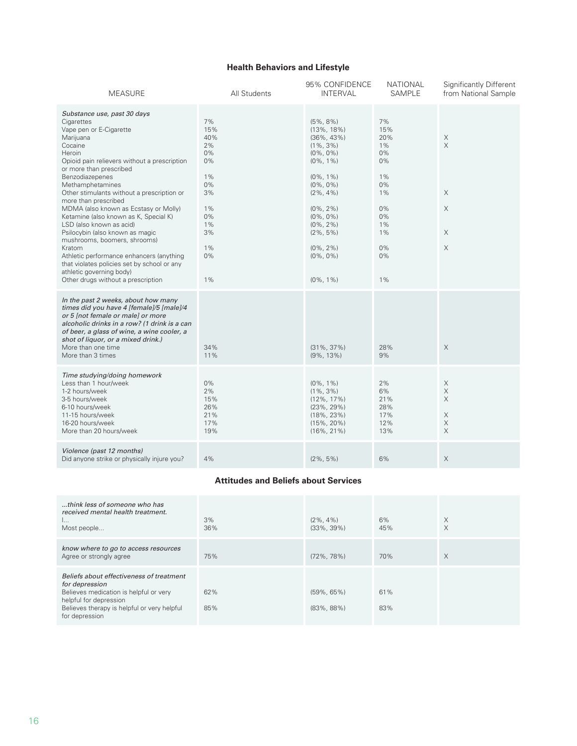## Health Behaviors and Lifestyle

| MEASURE | All Students | 95% CONFIDENCE INTERVAL | NATIONAL SAMPLE | Significantly Different from National Sample |
|---|---|---|---|---|
| *Substance use, past 30 days* | | | | |
| Cigarettes | 7% | (5%, 8%) | 7% | |
| Vape pen or E-Cigarette | 15% | (13%, 18%) | 15% | |
| Marijuana | 40% | (36%, 43%) | 20% | X |
| Cocaine | 2% | (1%, 3%) | 1% | X |
| Heroin | 0% | (0%, 0%) | 0% | |
| Opioid pain relievers without a prescription or more than prescribed | 0% | (0%, 1%) | 0% | |
| Benzodiazepenes | 1% | (0%, 1%) | 1% | |
| Methamphetamines | 0% | (0%, 0%) | 0% | |
| Other stimulants without a prescription or more than prescribed | 3% | (2%, 4%) | 1% | X |
| MDMA (also known as Ecstasy or Molly) | 1% | (0%, 2%) | 0% | X |
| Ketamine (also known as K, Special K) | 0% | (0%, 0%) | 0% | |
| LSD (also known as acid) | 1% | (0%, 2%) | 1% | |
| Psilocybin (also known as magic mushrooms, boomers, shrooms) | 3% | (2%, 5%) | 1% | X |
| Kratom | 1% | (0%, 2%) | 0% | X |
| Athletic performance enhancers (anything that violates policies set by school or any athletic governing body) | 0% | (0%, 0%) | 0% | |
| Other drugs without a prescription | 1% | (0%, 1%) | 1% | |
| ***In the past 2 weeks, about how many times did you have 4 [female]/5 [male]/4 or 5 [not female or male] or more alcoholic drinks in a row? (1 drink is a can of beer, a glass of wine, a wine cooler, a shot of liquor, or a mixed drink.)*** | | | | |
| More than one time | 34% | (31%, 37%) | 28% | X |
| More than 3 times | 11% | (9%, 13%) | 9% | |
| *Time studying/doing homework* | | | | |
| Less than 1 hour/week | 0% | (0%, 1%) | 2% | X |
| 1-2 hours/week | 2% | (1%, 3%) | 6% | X |
| 3-5 hours/week | 15% | (12%, 17%) | 21% | X |
| 6-10 hours/week | 26% | (23%, 29%) | 28% | |
| 11-15 hours/week | 21% | (18%, 23%) | 17% | X |
| 16-20 hours/week | 17% | (15%, 20%) | 12% | X |
| More than 20 hours/week | 19% | (16%, 21%) | 13% | X |
| *Violence (past 12 months)* | | | | |
| Did anyone strike or physically injure you? | 4% | (2%, 5%) | 6% | X |

## Attitudes and Beliefs about Services

| MEASURE | All Students | 95% CONFIDENCE INTERVAL | NATIONAL SAMPLE | Significantly Different from National Sample |
|---|---|---|---|---|
| *...think less of someone who has received mental health treatment.* | | | | |
| I... | 3% | (2%, 4%) | 6% | X |
| Most people... | 36% | (33%, 39%) | 45% | X |
| *know where to go to access resources* | | | | |
| Agree or strongly agree | 75% | (72%, 78%) | 70% | X |
| *Beliefs about effectiveness of treatment for depression* | | | | |
| Believes medication is helpful or very helpful for depression | 62% | (59%, 65%) | 61% | |
| Believes therapy is helpful or very helpful for depression | 85% | (83%, 88%) | 83% | |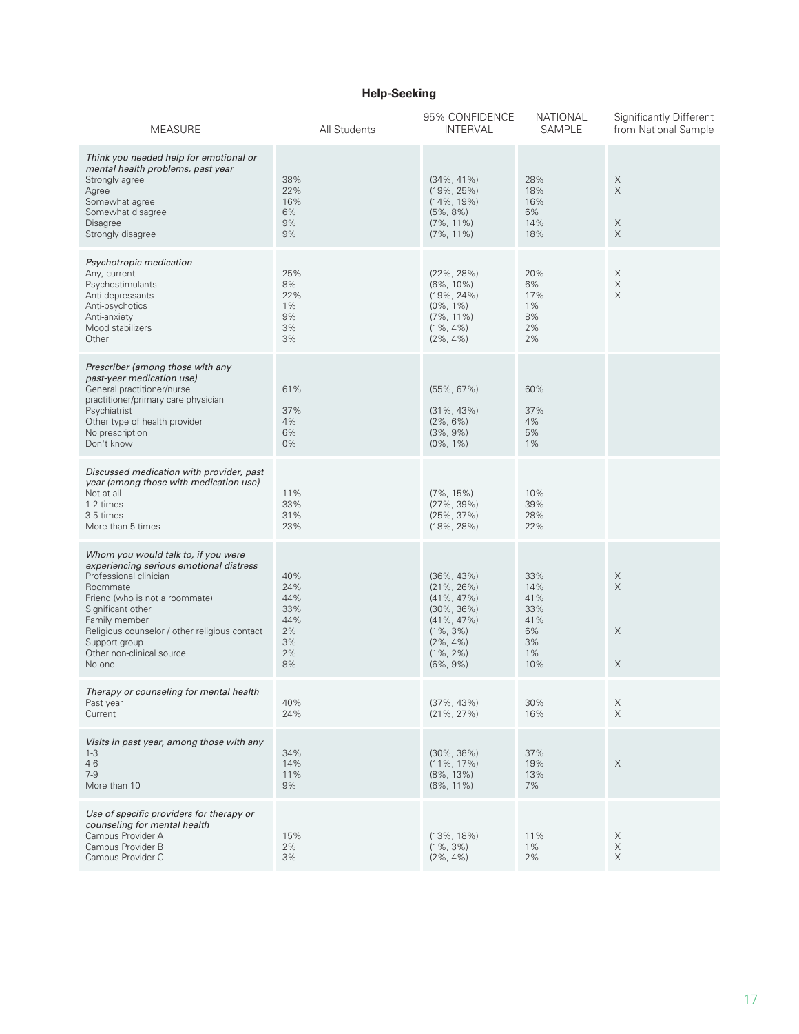## Help-Seeking

| MEASURE | All Students | 95% CONFIDENCE INTERVAL | NATIONAL SAMPLE | Significantly Different from National Sample |
|---|---|---|---|---|
| *Think you needed help for emotional or mental health problems, past year* | | | | |
| Strongly agree | 38% | (34%, 41%) | 28% | X |
| Agree | 22% | (19%, 25%) | 18% | X |
| Somewhat agree | 16% | (14%, 19%) | 16% | |
| Somewhat disagree | 6% | (5%, 8%) | 6% | |
| Disagree | 9% | (7%, 11%) | 14% | X |
| Strongly disagree | 9% | (7%, 11%) | 18% | X |
| *Psychotropic medication* | | | | |
| Any, current | 25% | (22%, 28%) | 20% | X |
| Psychostimulants | 8% | (6%, 10%) | 6% | X |
| Anti-depressants | 22% | (19%, 24%) | 17% | X |
| Anti-psychotics | 1% | (0%, 1%) | 1% | |
| Anti-anxiety | 9% | (7%, 11%) | 8% | |
| Mood stabilizers | 3% | (1%, 4%) | 2% | |
| Other | 3% | (2%, 4%) | 2% | |
| *Prescriber (among those with any past-year medication use)* | | | | |
| General practitioner/nurse practitioner/primary care physician | 61% | (55%, 67%) | 60% | |
| Psychiatrist | 37% | (31%, 43%) | 37% | |
| Other type of health provider | 4% | (2%, 6%) | 4% | |
| No prescription | 6% | (3%, 9%) | 5% | |
| Don't know | 0% | (0%, 1%) | 1% | |
| *Discussed medication with provider, past year (among those with medication use)* | | | | |
| Not at all | 11% | (7%, 15%) | 10% | |
| 1-2 times | 33% | (27%, 39%) | 39% | |
| 3-5 times | 31% | (25%, 37%) | 28% | |
| More than 5 times | 23% | (18%, 28%) | 22% | |
| *Whom you would talk to, if you were experiencing serious emotional distress* | | | | |
| Professional clinician | 40% | (36%, 43%) | 33% | X |
| Roommate | 24% | (21%, 26%) | 14% | X |
| Friend (who is not a roommate) | 44% | (41%, 47%) | 41% | |
| Significant other | 33% | (30%, 36%) | 33% | |
| Family member | 44% | (41%, 47%) | 41% | |
| Religious counselor / other religious contact | 2% | (1%, 3%) | 6% | X |
| Support group | 3% | (2%, 4%) | 3% | |
| Other non-clinical source | 2% | (1%, 2%) | 1% | |
| No one | 8% | (6%, 9%) | 10% | X |
| *Therapy or counseling for mental health* | | | | |
| Past year | 40% | (37%, 43%) | 30% | X |
| Current | 24% | (21%, 27%) | 16% | X |
| *Visits in past year, among those with any* | | | | |
| 1-3 | 34% | (30%, 38%) | 37% | |
| 4-6 | 14% | (11%, 17%) | 19% | X |
| 7-9 | 11% | (8%, 13%) | 13% | |
| More than 10 | 9% | (6%, 11%) | 7% | |
| *Use of specific providers for therapy or counseling for mental health* | | | | |
| Campus Provider A | 15% | (13%, 18%) | 11% | X |
| Campus Provider B | 2% | (1%, 3%) | 1% | X |
| Campus Provider C | 3% | (2%, 4%) | 2% | X |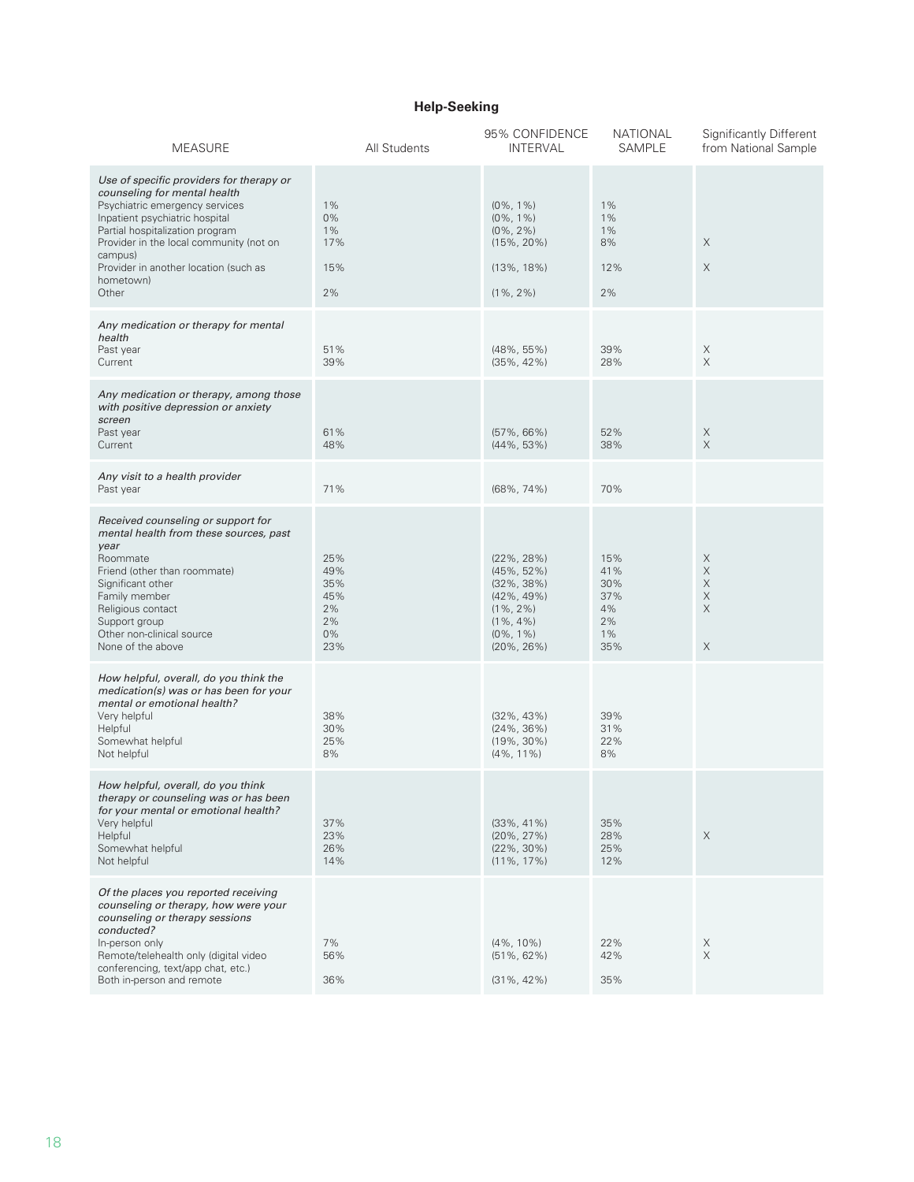## Help-Seeking

| MEASURE | All Students | 95% CONFIDENCE INTERVAL | NATIONAL SAMPLE | Significantly Different from National Sample |
|---|---|---|---|---|
| *Use of specific providers for therapy or counseling for mental health* | | | | |
| Psychiatric emergency services | 1% | (0%, 1%) | 1% | |
| Inpatient psychiatric hospital | 0% | (0%, 1%) | 1% | |
| Partial hospitalization program | 1% | (0%, 2%) | 1% | |
| Provider in the local community (not on campus) | 17% | (15%, 20%) | 8% | X |
| Provider in another location (such as hometown) | 15% | (13%, 18%) | 12% | X |
| Other | 2% | (1%, 2%) | 2% | |
| *Any medication or therapy for mental health* | | | | |
| Past year | 51% | (48%, 55%) | 39% | X |
| Current | 39% | (35%, 42%) | 28% | X |
| *Any medication or therapy, among those with positive depression or anxiety screen* | | | | |
| Past year | 61% | (57%, 66%) | 52% | X |
| Current | 48% | (44%, 53%) | 38% | X |
| *Any visit to a health provider* | | | | |
| Past year | 71% | (68%, 74%) | 70% | |
| *Received counseling or support for mental health from these sources, past year* | | | | |
| Roommate | 25% | (22%, 28%) | 15% | X |
| Friend (other than roommate) | 49% | (45%, 52%) | 41% | X |
| Significant other | 35% | (32%, 38%) | 30% | X |
| Family member | 45% | (42%, 49%) | 37% | X |
| Religious contact | 2% | (1%, 2%) | 4% | X |
| Support group | 2% | (1%, 4%) | 2% | |
| Other non-clinical source | 0% | (0%, 1%) | 1% | |
| None of the above | 23% | (20%, 26%) | 35% | X |
| *How helpful, overall, do you think the medication(s) was or has been for your mental or emotional health?* | | | | |
| Very helpful | 38% | (32%, 43%) | 39% | |
| Helpful | 30% | (24%, 36%) | 31% | |
| Somewhat helpful | 25% | (19%, 30%) | 22% | |
| Not helpful | 8% | (4%, 11%) | 8% | |
| *How helpful, overall, do you think therapy or counseling was or has been for your mental or emotional health?* | | | | |
| Very helpful | 37% | (33%, 41%) | 35% | |
| Helpful | 23% | (20%, 27%) | 28% | X |
| Somewhat helpful | 26% | (22%, 30%) | 25% | |
| Not helpful | 14% | (11%, 17%) | 12% | |
| *Of the places you reported receiving counseling or therapy, how were your counseling or therapy sessions conducted?* | | | | |
| In-person only | 7% | (4%, 10%) | 22% | X |
| Remote/telehealth only (digital video conferencing, text/app chat, etc.) | 56% | (51%, 62%) | 42% | X |
| Both in-person and remote | 36% | (31%, 42%) | 35% | |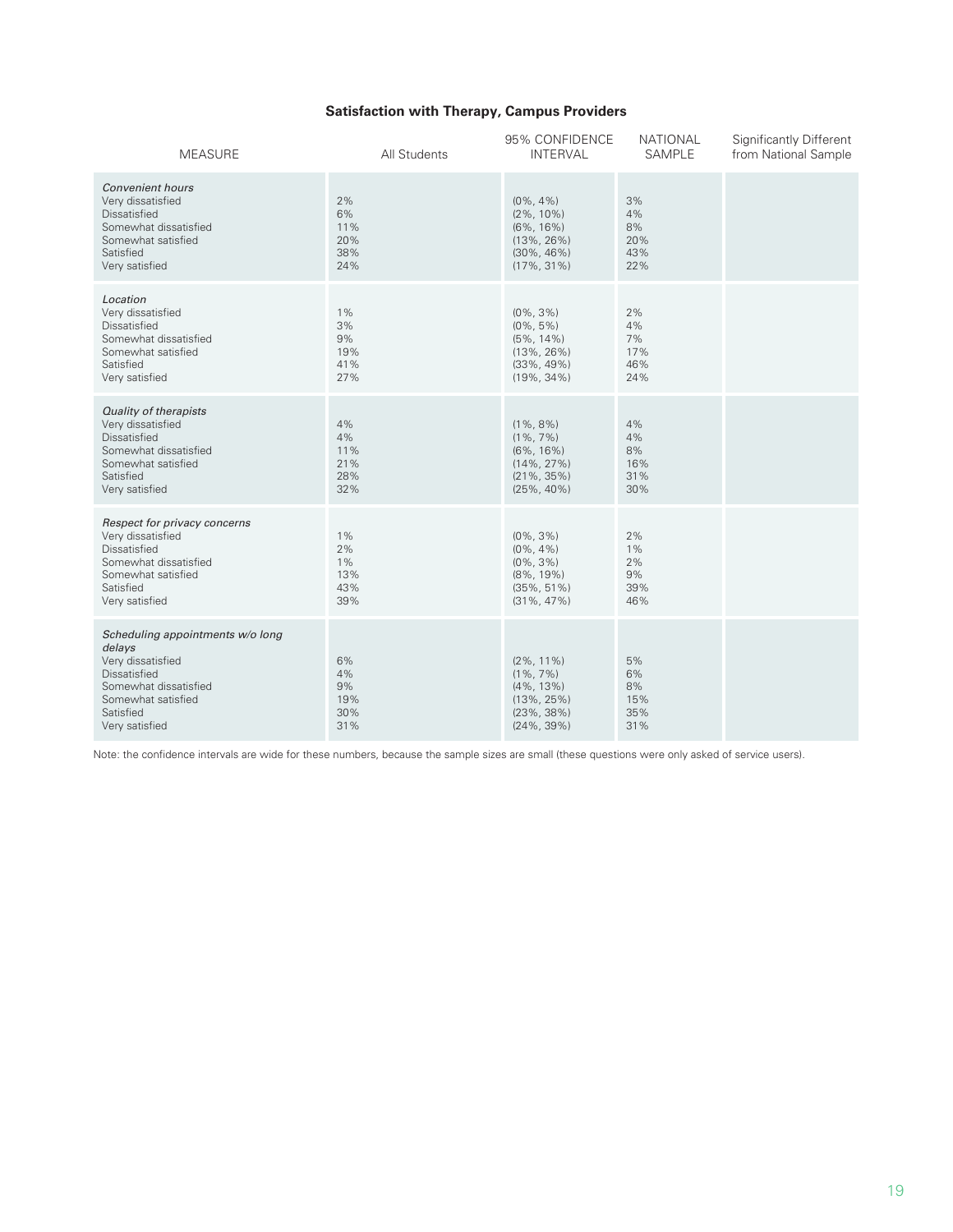### Satisfaction with Therapy, Campus Providers

| MEASURE | All Students | 95% CONFIDENCE INTERVAL | NATIONAL SAMPLE | Significantly Different from National Sample |
|---|---|---|---|---|
| *Convenient hours* | | | | |
| Very dissatisfied | 2% | (0%, 4%) | 3% | |
| Dissatisfied | 6% | (2%, 10%) | 4% | |
| Somewhat dissatisfied | 11% | (6%, 16%) | 8% | |
| Somewhat satisfied | 20% | (13%, 26%) | 20% | |
| Satisfied | 38% | (30%, 46%) | 43% | |
| Very satisfied | 24% | (17%, 31%) | 22% | |
| *Location* | | | | |
| Very dissatisfied | 1% | (0%, 3%) | 2% | |
| Dissatisfied | 3% | (0%, 5%) | 4% | |
| Somewhat dissatisfied | 9% | (5%, 14%) | 7% | |
| Somewhat satisfied | 19% | (13%, 26%) | 17% | |
| Satisfied | 41% | (33%, 49%) | 46% | |
| Very satisfied | 27% | (19%, 34%) | 24% | |
| *Quality of therapists* | | | | |
| Very dissatisfied | 4% | (1%, 8%) | 4% | |
| Dissatisfied | 4% | (1%, 7%) | 4% | |
| Somewhat dissatisfied | 11% | (6%, 16%) | 8% | |
| Somewhat satisfied | 21% | (14%, 27%) | 16% | |
| Satisfied | 28% | (21%, 35%) | 31% | |
| Very satisfied | 32% | (25%, 40%) | 30% | |
| *Respect for privacy concerns* | | | | |
| Very dissatisfied | 1% | (0%, 3%) | 2% | |
| Dissatisfied | 2% | (0%, 4%) | 1% | |
| Somewhat dissatisfied | 1% | (0%, 3%) | 2% | |
| Somewhat satisfied | 13% | (8%, 19%) | 9% | |
| Satisfied | 43% | (35%, 51%) | 39% | |
| Very satisfied | 39% | (31%, 47%) | 46% | |
| *Scheduling appointments w/o long delays* | | | | |
| Very dissatisfied | 6% | (2%, 11%) | 5% | |
| Dissatisfied | 4% | (1%, 7%) | 6% | |
| Somewhat dissatisfied | 9% | (4%, 13%) | 8% | |
| Somewhat satisfied | 19% | (13%, 25%) | 15% | |
| Satisfied | 30% | (23%, 38%) | 35% | |
| Very satisfied | 31% | (24%, 39%) | 31% | |

Note: the confidence intervals are wide for these numbers, because the sample sizes are small (these questions were only asked of service users).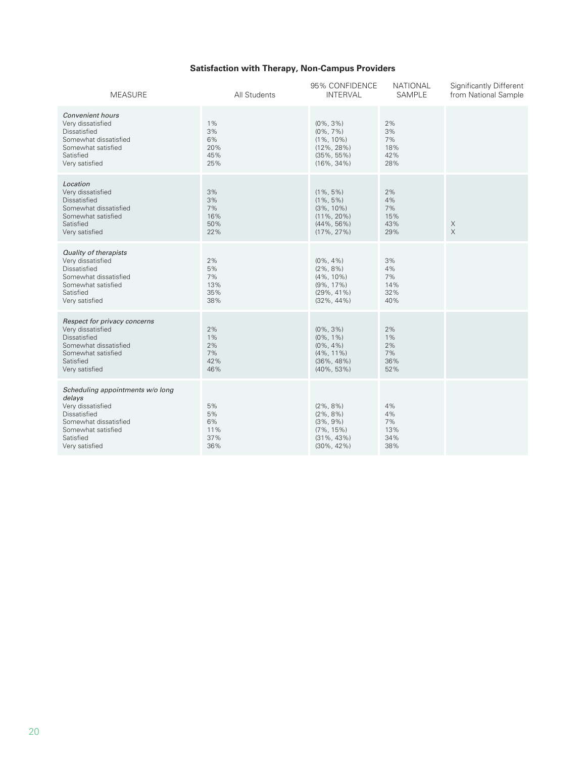### Satisfaction with Therapy, Non-Campus Providers

| MEASURE | All Students | 95% CONFIDENCE INTERVAL | NATIONAL SAMPLE | Significantly Different from National Sample |
|---|---|---|---|---|
| *Convenient hours* | | | | |
| Very dissatisfied | 1% | (0%, 3%) | 2% | |
| Dissatisfied | 3% | (0%, 7%) | 3% | |
| Somewhat dissatisfied | 6% | (1%, 10%) | 7% | |
| Somewhat satisfied | 20% | (12%, 28%) | 18% | |
| Satisfied | 45% | (35%, 55%) | 42% | |
| Very satisfied | 25% | (16%, 34%) | 28% | |
| *Location* | | | | |
| Very dissatisfied | 3% | (1%, 5%) | 2% | |
| Dissatisfied | 3% | (1%, 5%) | 4% | |
| Somewhat dissatisfied | 7% | (3%, 10%) | 7% | |
| Somewhat satisfied | 16% | (11%, 20%) | 15% | |
| Satisfied | 50% | (44%, 56%) | 43% | X |
| Very satisfied | 22% | (17%, 27%) | 29% | X |
| *Quality of therapists* | | | | |
| Very dissatisfied | 2% | (0%, 4%) | 3% | |
| Dissatisfied | 5% | (2%, 8%) | 4% | |
| Somewhat dissatisfied | 7% | (4%, 10%) | 7% | |
| Somewhat satisfied | 13% | (9%, 17%) | 14% | |
| Satisfied | 35% | (29%, 41%) | 32% | |
| Very satisfied | 38% | (32%, 44%) | 40% | |
| *Respect for privacy concerns* | | | | |
| Very dissatisfied | 2% | (0%, 3%) | 2% | |
| Dissatisfied | 1% | (0%, 1%) | 1% | |
| Somewhat dissatisfied | 2% | (0%, 4%) | 2% | |
| Somewhat satisfied | 7% | (4%, 11%) | 7% | |
| Satisfied | 42% | (36%, 48%) | 36% | |
| Very satisfied | 46% | (40%, 53%) | 52% | |
| *Scheduling appointments w/o long delays* | | | | |
| Very dissatisfied | 5% | (2%, 8%) | 4% | |
| Dissatisfied | 5% | (2%, 8%) | 4% | |
| Somewhat dissatisfied | 6% | (3%, 9%) | 7% | |
| Somewhat satisfied | 11% | (7%, 15%) | 13% | |
| Satisfied | 37% | (31%, 43%) | 34% | |
| Very satisfied | 36% | (30%, 42%) | 38% | |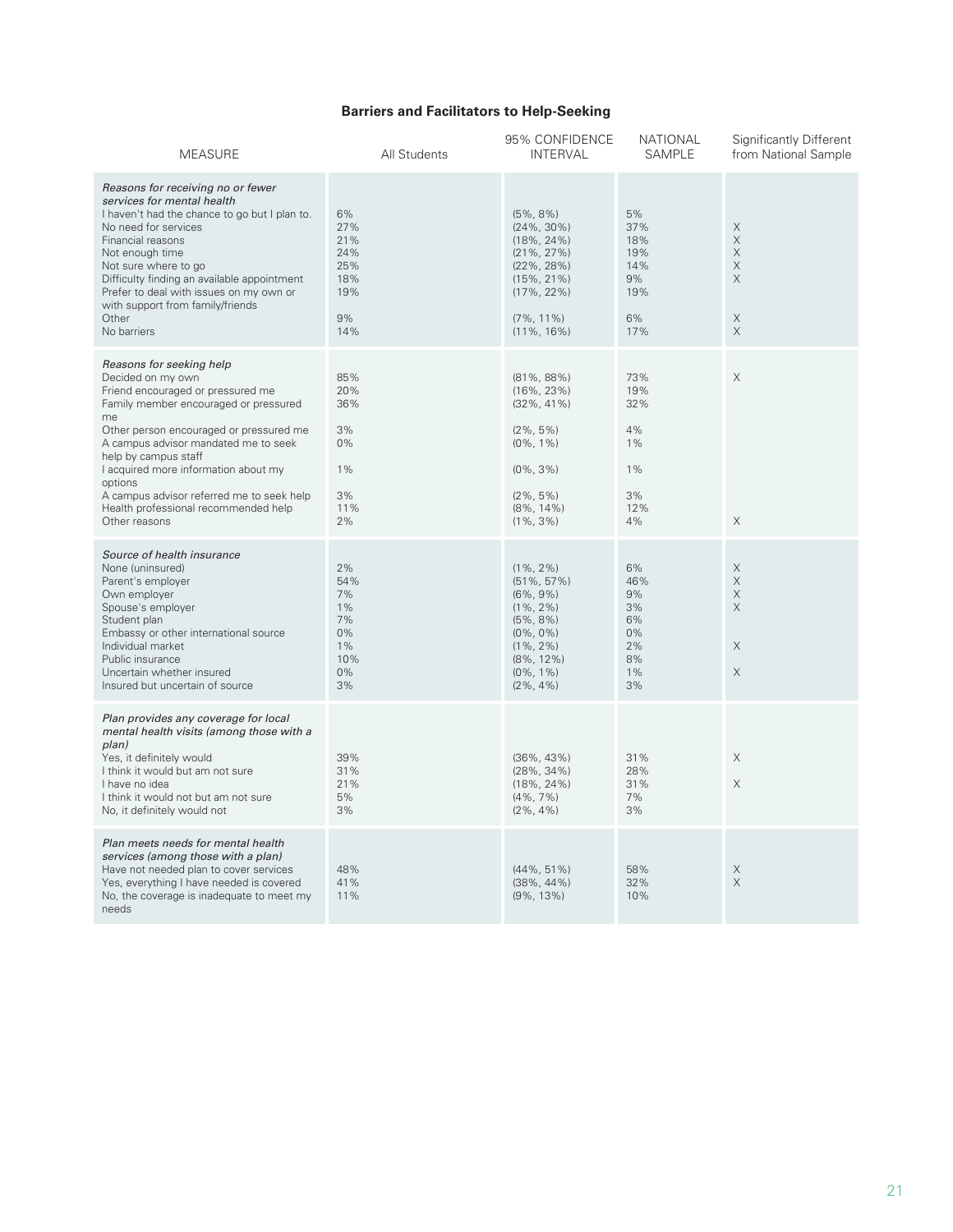**Barriers and Facilitators to Help-Seeking**

| MEASURE | All Students | 95% CONFIDENCE INTERVAL | NATIONAL SAMPLE | Significantly Different from National Sample |
|---|---|---|---|---|
| *Reasons for receiving no or fewer services for mental health* | | | | |
| I haven't had the chance to go but I plan to. | 6% | (5%, 8%) | 5% | |
| No need for services | 27% | (24%, 30%) | 37% | X |
| Financial reasons | 21% | (18%, 24%) | 18% | X |
| Not enough time | 24% | (21%, 27%) | 19% | X |
| Not sure where to go | 25% | (22%, 28%) | 14% | X |
| Difficulty finding an available appointment | 18% | (15%, 21%) | 9% | X |
| Prefer to deal with issues on my own or with support from family/friends | 19% | (17%, 22%) | 19% | |
| Other | 9% | (7%, 11%) | 6% | X |
| No barriers | 14% | (11%, 16%) | 17% | X |
| *Reasons for seeking help* | | | | |
| Decided on my own | 85% | (81%, 88%) | 73% | X |
| Friend encouraged or pressured me | 20% | (16%, 23%) | 19% | |
| Family member encouraged or pressured me | 36% | (32%, 41%) | 32% | |
| Other person encouraged or pressured me | 3% | (2%, 5%) | 4% | |
| A campus advisor mandated me to seek help by campus staff | 0% | (0%, 1%) | 1% | |
| I acquired more information about my options | 1% | (0%, 3%) | 1% | |
| A campus advisor referred me to seek help | 3% | (2%, 5%) | 3% | |
| Health professional recommended help | 11% | (8%, 14%) | 12% | |
| Other reasons | 2% | (1%, 3%) | 4% | X |
| *Source of health insurance* | | | | |
| None (uninsured) | 2% | (1%, 2%) | 6% | X |
| Parent's employer | 54% | (51%, 57%) | 46% | X |
| Own employer | 7% | (6%, 9%) | 9% | X |
| Spouse's employer | 1% | (1%, 2%) | 3% | X |
| Student plan | 7% | (5%, 8%) | 6% | |
| Embassy or other international source | 0% | (0%, 0%) | 0% | |
| Individual market | 1% | (1%, 2%) | 2% | X |
| Public insurance | 10% | (8%, 12%) | 8% | |
| Uncertain whether insured | 0% | (0%, 1%) | 1% | X |
| Insured but uncertain of source | 3% | (2%, 4%) | 3% | |
| *Plan provides any coverage for local mental health visits (among those with a plan)* | | | | |
| Yes, it definitely would | 39% | (36%, 43%) | 31% | X |
| I think it would but am not sure | 31% | (28%, 34%) | 28% | |
| I have no idea | 21% | (18%, 24%) | 31% | X |
| I think it would not but am not sure | 5% | (4%, 7%) | 7% | |
| No, it definitely would not | 3% | (2%, 4%) | 3% | |
| *Plan meets needs for mental health services (among those with a plan)* | | | | |
| Have not needed plan to cover services | 48% | (44%, 51%) | 58% | X |
| Yes, everything I have needed is covered | 41% | (38%, 44%) | 32% | X |
| No, the coverage is inadequate to meet my needs | 11% | (9%, 13%) | 10% | |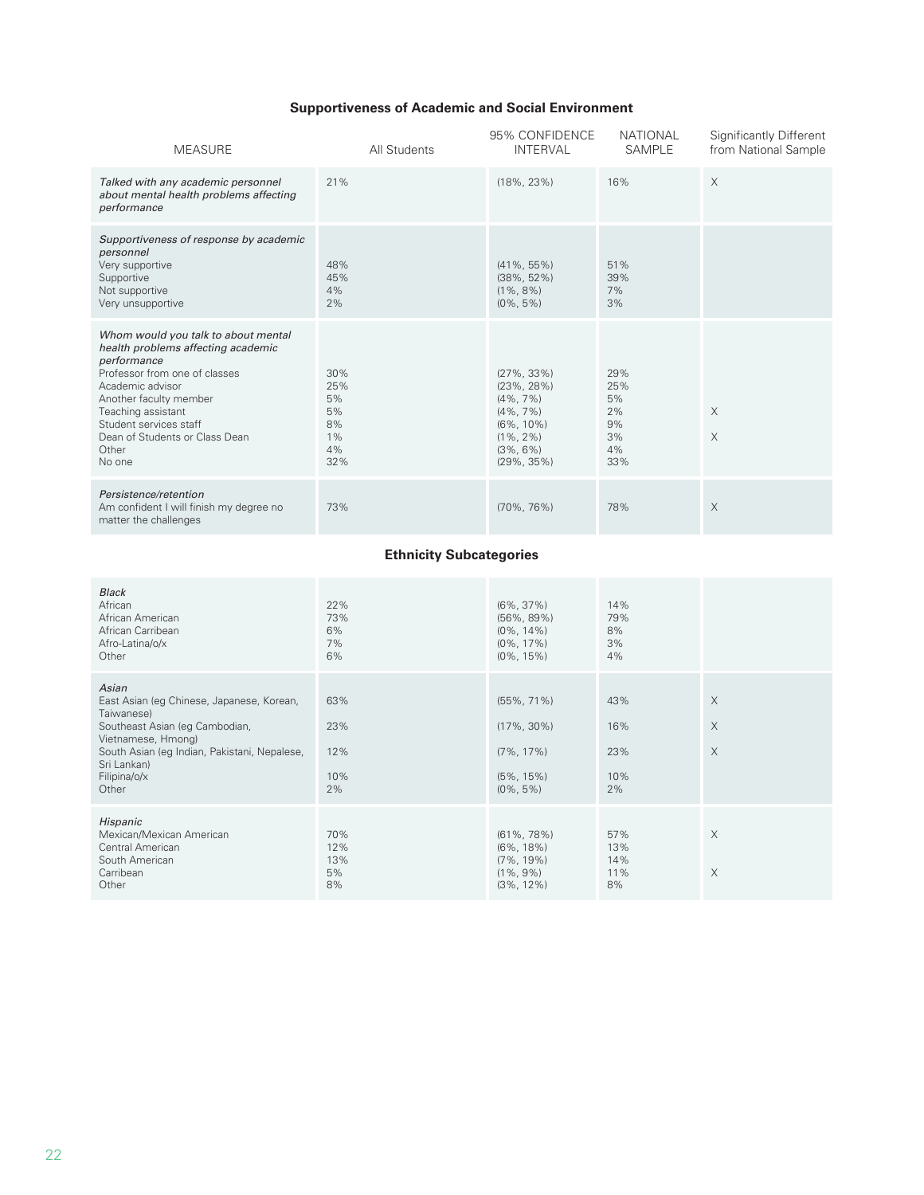### Supportiveness of Academic and Social Environment

| MEASURE | All Students | 95% CONFIDENCE INTERVAL | NATIONAL SAMPLE | Significantly Different from National Sample |
|---|---|---|---|---|
| *Talked with any academic personnel about mental health problems affecting performance* | 21% | (18%, 23%) | 16% | X |
| *Supportiveness of response by academic personnel* | | | | |
| Very supportive | 48% | (41%, 55%) | 51% | |
| Supportive | 45% | (38%, 52%) | 39% | |
| Not supportive | 4% | (1%, 8%) | 7% | |
| Very unsupportive | 2% | (0%, 5%) | 3% | |
| *Whom would you talk to about mental health problems affecting academic performance* | | | | |
| Professor from one of classes | 30% | (27%, 33%) | 29% | |
| Academic advisor | 25% | (23%, 28%) | 25% | |
| Another faculty member | 5% | (4%, 7%) | 5% | |
| Teaching assistant | 5% | (4%, 7%) | 2% | X |
| Student services staff | 8% | (6%, 10%) | 9% | |
| Dean of Students or Class Dean | 1% | (1%, 2%) | 3% | X |
| Other | 4% | (3%, 6%) | 4% | |
| No one | 32% | (29%, 35%) | 33% | |
| *Persistence/retention* | | | | |
| Am confident I will finish my degree no matter the challenges | 73% | (70%, 76%) | 78% | X |

### Ethnicity Subcategories

| | | | | |
|---|---|---|---|---|
| *Black* | | | | |
| African | 22% | (6%, 37%) | 14% | |
| African American | 73% | (56%, 89%) | 79% | |
| African Carribean | 6% | (0%, 14%) | 8% | |
| Afro-Latina/o/x | 7% | (0%, 17%) | 3% | |
| Other | 6% | (0%, 15%) | 4% | |
| *Asian* | | | | |
| East Asian (eg Chinese, Japanese, Korean, Taiwanese) | 63% | (55%, 71%) | 43% | X |
| Southeast Asian (eg Cambodian, Vietnamese, Hmong) | 23% | (17%, 30%) | 16% | X |
| South Asian (eg Indian, Pakistani, Nepalese, Sri Lankan) | 12% | (7%, 17%) | 23% | X |
| Filipina/o/x | 10% | (5%, 15%) | 10% | |
| Other | 2% | (0%, 5%) | 2% | |
| *Hispanic* | | | | |
| Mexican/Mexican American | 70% | (61%, 78%) | 57% | X |
| Central American | 12% | (6%, 18%) | 13% | |
| South American | 13% | (7%, 19%) | 14% | |
| Carribean | 5% | (1%, 9%) | 11% | X |
| Other | 8% | (3%, 12%) | 8% | |